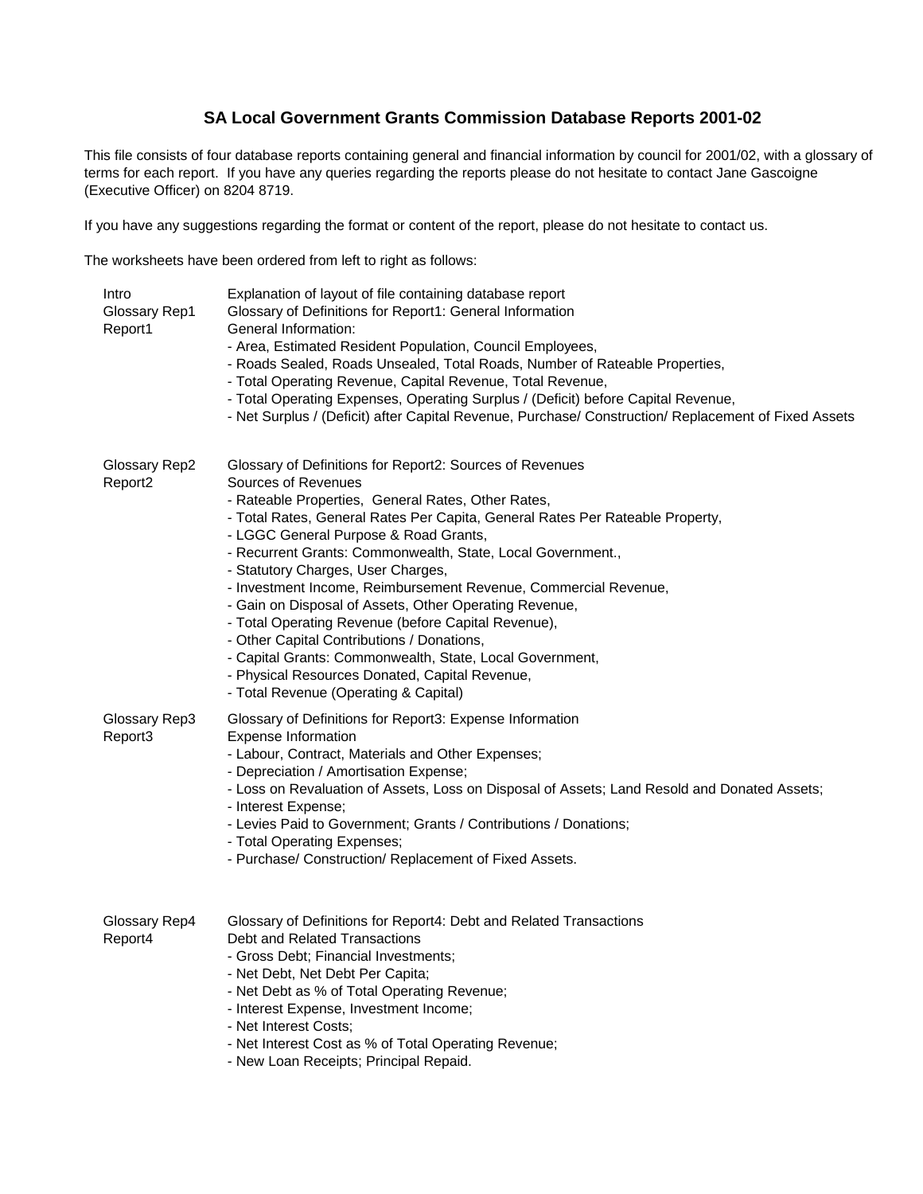# SA Local Government Grants Commission Database Reports 2001-02

This file consists of four database reports containing general and financial information by council for 2001/02, with a glossary of terms for each report. If you have any queries regarding the reports please do not hesitate to contact Jane Gascoigne (Executive Officer) on 8204 8719.

If you have any suggestions regarding the format or content of the report, please do not hesitate to contact us.

The worksheets have been ordered from left to right as follows:

| | |
|---|---|
| Intro | Explanation of layout of file containing database report |
| Glossary Rep1 | Glossary of Definitions for Report1: General Information |
| Report1 | General Information:<br>- Area, Estimated Resident Population, Council Employees,<br>- Roads Sealed, Roads Unsealed, Total Roads, Number of Rateable Properties,<br>- Total Operating Revenue, Capital Revenue, Total Revenue,<br>- Total Operating Expenses, Operating Surplus / (Deficit) before Capital Revenue,<br>- Net Surplus / (Deficit) after Capital Revenue, Purchase/ Construction/ Replacement of Fixed Assets |
| Glossary Rep2 | Glossary of Definitions for Report2: Sources of Revenues |
| Report2 | Sources of Revenues<br>- Rateable Properties, General Rates, Other Rates,<br>- Total Rates, General Rates Per Capita, General Rates Per Rateable Property,<br>- LGGC General Purpose & Road Grants,<br>- Recurrent Grants: Commonwealth, State, Local Government.,<br>- Statutory Charges, User Charges,<br>- Investment Income, Reimbursement Revenue, Commercial Revenue,<br>- Gain on Disposal of Assets, Other Operating Revenue,<br>- Total Operating Revenue (before Capital Revenue),<br>- Other Capital Contributions / Donations,<br>- Capital Grants: Commonwealth, State, Local Government,<br>- Physical Resources Donated, Capital Revenue,<br>- Total Revenue (Operating & Capital) |
| Glossary Rep3 | Glossary of Definitions for Report3: Expense Information |
| Report3 | Expense Information<br>- Labour, Contract, Materials and Other Expenses;<br>- Depreciation / Amortisation Expense;<br>- Loss on Revaluation of Assets, Loss on Disposal of Assets; Land Resold and Donated Assets;<br>- Interest Expense;<br>- Levies Paid to Government; Grants / Contributions / Donations;<br>- Total Operating Expenses;<br>- Purchase/ Construction/ Replacement of Fixed Assets. |
| Glossary Rep4 | Glossary of Definitions for Report4: Debt and Related Transactions |
| Report4 | Debt and Related Transactions<br>- Gross Debt; Financial Investments;<br>- Net Debt, Net Debt Per Capita;<br>- Net Debt as % of Total Operating Revenue;<br>- Interest Expense, Investment Income;<br>- Net Interest Costs;<br>- Net Interest Cost as % of Total Operating Revenue;<br>- New Loan Receipts; Principal Repaid. |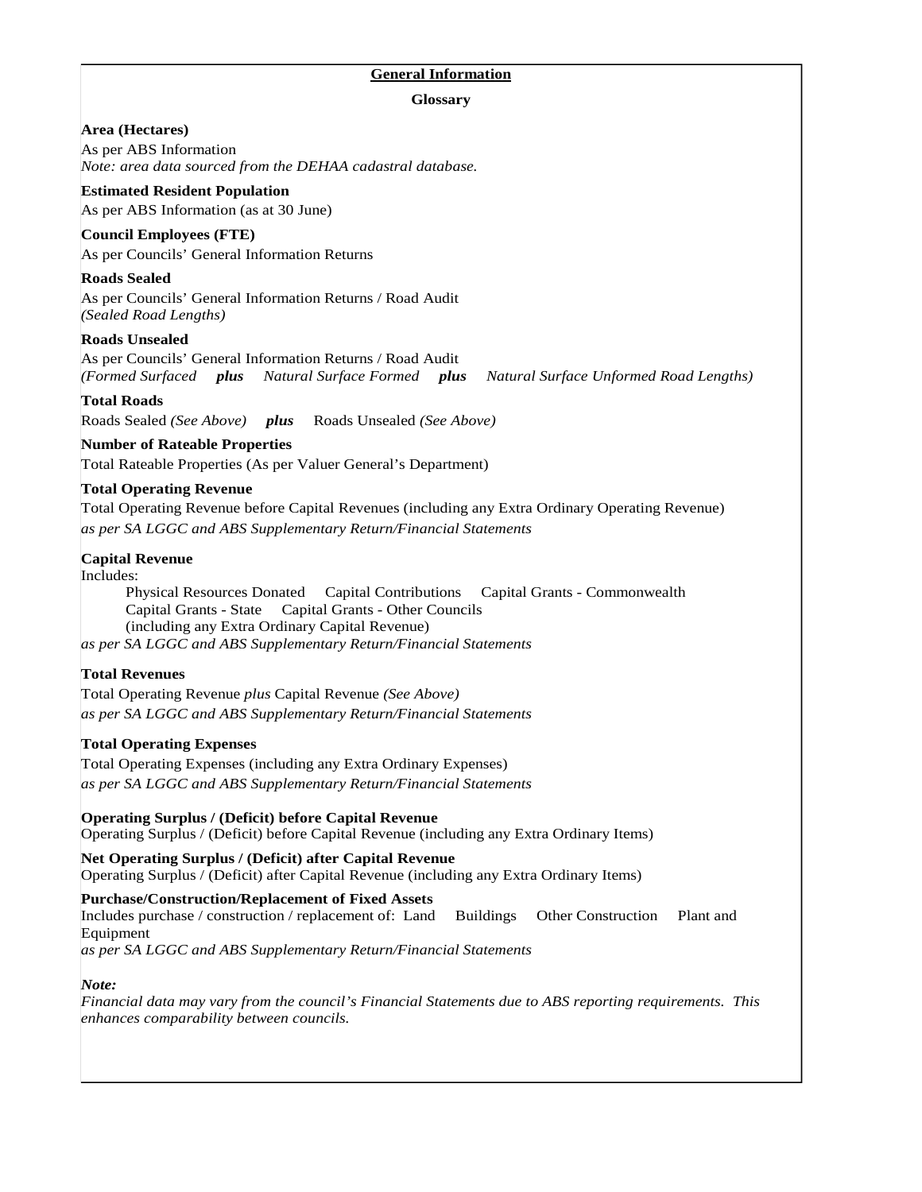## General Information

### Glossary

**Area (Hectares)**

As per ABS Information
*Note: area data sourced from the DEHAA cadastral database.*

**Estimated Resident Population**

As per ABS Information (as at 30 June)

**Council Employees (FTE)**

As per Councils' General Information Returns

**Roads Sealed**

As per Councils' General Information Returns / Road Audit
*(Sealed Road Lengths)*

**Roads Unsealed**

As per Councils' General Information Returns / Road Audit
*(Formed Surfaced* ***plus*** *Natural Surface Formed* ***plus*** *Natural Surface Unformed Road Lengths)*

**Total Roads**

Roads Sealed *(See Above)* ***plus*** Roads Unsealed *(See Above)*

**Number of Rateable Properties**

Total Rateable Properties (As per Valuer General's Department)

**Total Operating Revenue**

Total Operating Revenue before Capital Revenues (including any Extra Ordinary Operating Revenue)
*as per SA LGGC and ABS Supplementary Return/Financial Statements*

**Capital Revenue**

Includes:

Physical Resources Donated  Capital Contributions  Capital Grants - Commonwealth
Capital Grants - State  Capital Grants - Other Councils
(including any Extra Ordinary Capital Revenue)

*as per SA LGGC and ABS Supplementary Return/Financial Statements*

**Total Revenues**

Total Operating Revenue *plus* Capital Revenue *(See Above)*
*as per SA LGGC and ABS Supplementary Return/Financial Statements*

**Total Operating Expenses**

Total Operating Expenses (including any Extra Ordinary Expenses)
*as per SA LGGC and ABS Supplementary Return/Financial Statements*

**Operating Surplus / (Deficit) before Capital Revenue**

Operating Surplus / (Deficit) before Capital Revenue (including any Extra Ordinary Items)

**Net Operating Surplus / (Deficit) after Capital Revenue**

Operating Surplus / (Deficit) after Capital Revenue (including any Extra Ordinary Items)

**Purchase/Construction/Replacement of Fixed Assets**

Includes purchase / construction / replacement of: Land  Buildings  Other Construction  Plant and Equipment
*as per SA LGGC and ABS Supplementary Return/Financial Statements*

*Note:*
*Financial data may vary from the council's Financial Statements due to ABS reporting requirements. This enhances comparability between councils.*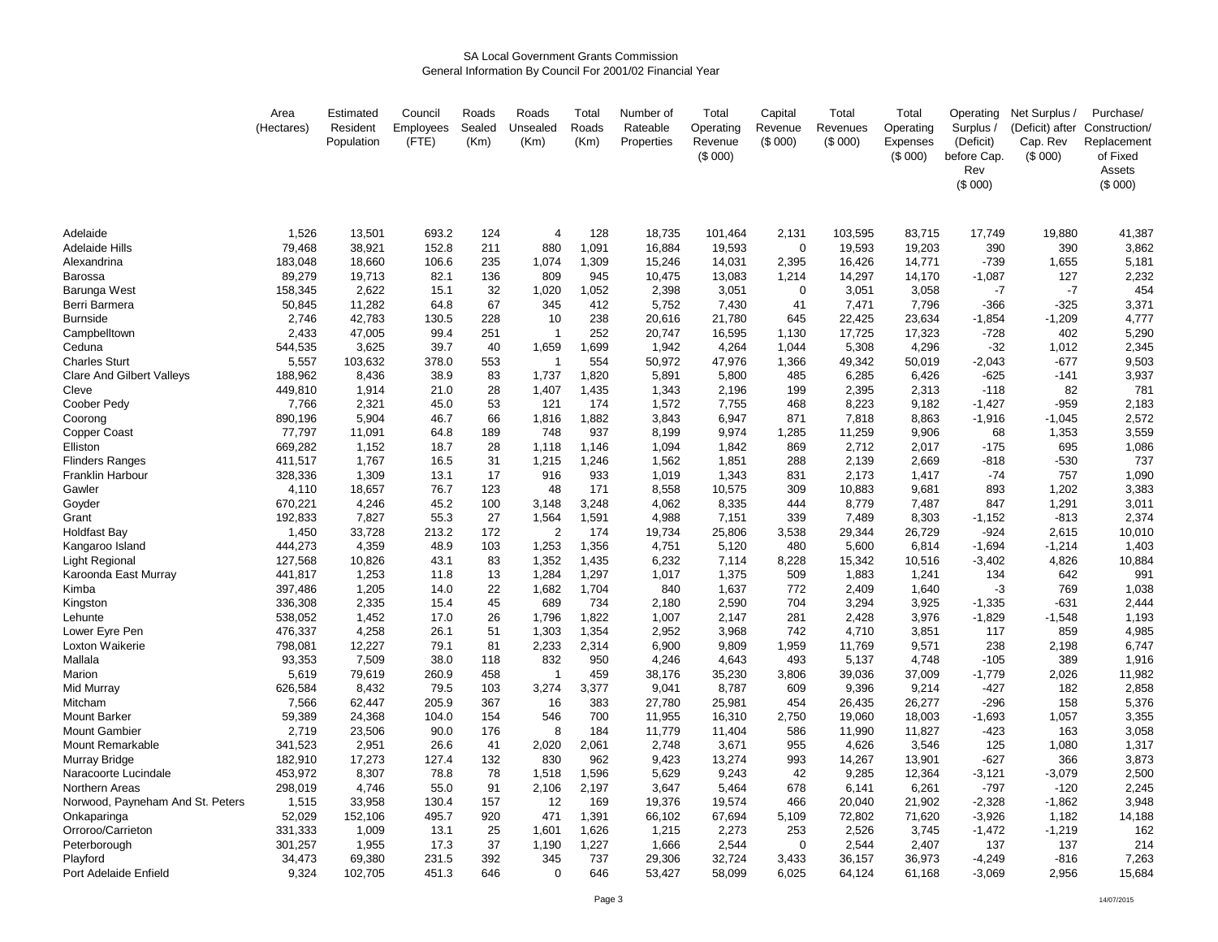SA Local Government Grants Commission
General Information By Council For 2001/02 Financial Year

| | Area (Hectares) | Estimated Resident Population | Council Employees (FTE) | Roads Sealed (Km) | Roads Unsealed (Km) | Total Roads (Km) | Number of Rateable Properties | Total Operating Revenue ($ 000) | Capital Revenue ($ 000) | Total Revenues ($ 000) | Total Operating Expenses ($ 000) | Operating Surplus / (Deficit) before Cap. Rev ($ 000) | Net Surplus / (Deficit) after Cap. Rev ($ 000) | Purchase/ Construction/ Replacement of Fixed Assets ($ 000) |
|---|---|---|---|---|---|---|---|---|---|---|---|---|---|---|
| Adelaide | 1,526 | 13,501 | 693.2 | 124 | 4 | 128 | 18,735 | 101,464 | 2,131 | 103,595 | 83,715 | 17,749 | 19,880 | 41,387 |
| Adelaide Hills | 79,468 | 38,921 | 152.8 | 211 | 880 | 1,091 | 16,884 | 19,593 | 0 | 19,593 | 19,203 | 390 | 390 | 3,862 |
| Alexandrina | 183,048 | 18,660 | 106.6 | 235 | 1,074 | 1,309 | 15,246 | 14,031 | 2,395 | 16,426 | 14,771 | -739 | 1,655 | 5,181 |
| Barossa | 89,279 | 19,713 | 82.1 | 136 | 809 | 945 | 10,475 | 13,083 | 1,214 | 14,297 | 14,170 | -1,087 | 127 | 2,232 |
| Barunga West | 158,345 | 2,622 | 15.1 | 32 | 1,020 | 1,052 | 2,398 | 3,051 | 0 | 3,051 | 3,058 | -7 | -7 | 454 |
| Berri Barmera | 50,845 | 11,282 | 64.8 | 67 | 345 | 412 | 5,752 | 7,430 | 41 | 7,471 | 7,796 | -366 | -325 | 3,371 |
| Burnside | 2,746 | 42,783 | 130.5 | 228 | 10 | 238 | 20,616 | 21,780 | 645 | 22,425 | 23,634 | -1,854 | -1,209 | 4,777 |
| Campbelltown | 2,433 | 47,005 | 99.4 | 251 | 1 | 252 | 20,747 | 16,595 | 1,130 | 17,725 | 17,323 | -728 | 402 | 5,290 |
| Ceduna | 544,535 | 3,625 | 39.7 | 40 | 1,659 | 1,699 | 1,942 | 4,264 | 1,044 | 5,308 | 4,296 | -32 | 1,012 | 2,345 |
| Charles Sturt | 5,557 | 103,632 | 378.0 | 553 | 1 | 554 | 50,972 | 47,976 | 1,366 | 49,342 | 50,019 | -2,043 | -677 | 9,503 |
| Clare And Gilbert Valleys | 188,962 | 8,436 | 38.9 | 83 | 1,737 | 1,820 | 5,891 | 5,800 | 485 | 6,285 | 6,426 | -625 | -141 | 3,937 |
| Cleve | 449,810 | 1,914 | 21.0 | 28 | 1,407 | 1,435 | 1,343 | 2,196 | 199 | 2,395 | 2,313 | -118 | 82 | 781 |
| Coober Pedy | 7,766 | 2,321 | 45.0 | 53 | 121 | 174 | 1,572 | 7,755 | 468 | 8,223 | 9,182 | -1,427 | -959 | 2,183 |
| Coorong | 890,196 | 5,904 | 46.7 | 66 | 1,816 | 1,882 | 3,843 | 6,947 | 871 | 7,818 | 8,863 | -1,916 | -1,045 | 2,572 |
| Copper Coast | 77,797 | 11,091 | 64.8 | 189 | 748 | 937 | 8,199 | 9,974 | 1,285 | 11,259 | 9,906 | 68 | 1,353 | 3,559 |
| Elliston | 669,282 | 1,152 | 18.7 | 28 | 1,118 | 1,146 | 1,094 | 1,842 | 869 | 2,712 | 2,017 | -175 | 695 | 1,086 |
| Flinders Ranges | 411,517 | 1,767 | 16.5 | 31 | 1,215 | 1,246 | 1,562 | 1,851 | 288 | 2,139 | 2,669 | -818 | -530 | 737 |
| Franklin Harbour | 328,336 | 1,309 | 13.1 | 17 | 916 | 933 | 1,019 | 1,343 | 831 | 2,173 | 1,417 | -74 | 757 | 1,090 |
| Gawler | 4,110 | 18,657 | 76.7 | 123 | 48 | 171 | 8,558 | 10,575 | 309 | 10,883 | 9,681 | 893 | 1,202 | 3,383 |
| Goyder | 670,221 | 4,246 | 45.2 | 100 | 3,148 | 3,248 | 4,062 | 8,335 | 444 | 8,779 | 7,487 | 847 | 1,291 | 3,011 |
| Grant | 192,833 | 7,827 | 55.3 | 27 | 1,564 | 1,591 | 4,988 | 7,151 | 339 | 7,489 | 8,303 | -1,152 | -813 | 2,374 |
| Holdfast Bay | 1,450 | 33,728 | 213.2 | 172 | 2 | 174 | 19,734 | 25,806 | 3,538 | 29,344 | 26,729 | -924 | 2,615 | 10,010 |
| Kangaroo Island | 444,273 | 4,359 | 48.9 | 103 | 1,253 | 1,356 | 4,751 | 5,120 | 480 | 5,600 | 6,814 | -1,694 | -1,214 | 1,403 |
| Light Regional | 127,568 | 10,826 | 43.1 | 83 | 1,352 | 1,435 | 6,232 | 7,114 | 8,228 | 15,342 | 10,516 | -3,402 | 4,826 | 10,884 |
| Karoonda East Murray | 441,817 | 1,253 | 11.8 | 13 | 1,284 | 1,297 | 1,017 | 1,375 | 509 | 1,883 | 1,241 | 134 | 642 | 991 |
| Kimba | 397,486 | 1,205 | 14.0 | 22 | 1,682 | 1,704 | 840 | 1,637 | 772 | 2,409 | 1,640 | -3 | 769 | 1,038 |
| Kingston | 336,308 | 2,335 | 15.4 | 45 | 689 | 734 | 2,180 | 2,590 | 704 | 3,294 | 3,925 | -1,335 | -631 | 2,444 |
| Lehunte | 538,052 | 1,452 | 17.0 | 26 | 1,796 | 1,822 | 1,007 | 2,147 | 281 | 2,428 | 3,976 | -1,829 | -1,548 | 1,193 |
| Lower Eyre Pen | 476,337 | 4,258 | 26.1 | 51 | 1,303 | 1,354 | 2,952 | 3,968 | 742 | 4,710 | 3,851 | 117 | 859 | 4,985 |
| Loxton Waikerie | 798,081 | 12,227 | 79.1 | 81 | 2,233 | 2,314 | 6,900 | 9,809 | 1,959 | 11,769 | 9,571 | 238 | 2,198 | 6,747 |
| Mallala | 93,353 | 7,509 | 38.0 | 118 | 832 | 950 | 4,246 | 4,643 | 493 | 5,137 | 4,748 | -105 | 389 | 1,916 |
| Marion | 5,619 | 79,619 | 260.9 | 458 | 1 | 459 | 38,176 | 35,230 | 3,806 | 39,036 | 37,009 | -1,779 | 2,026 | 11,982 |
| Mid Murray | 626,584 | 8,432 | 79.5 | 103 | 3,274 | 3,377 | 9,041 | 8,787 | 609 | 9,396 | 9,214 | -427 | 182 | 2,858 |
| Mitcham | 7,566 | 62,447 | 205.9 | 367 | 16 | 383 | 27,780 | 25,981 | 454 | 26,435 | 26,277 | -296 | 158 | 5,376 |
| Mount Barker | 59,389 | 24,368 | 104.0 | 154 | 546 | 700 | 11,955 | 16,310 | 2,750 | 19,060 | 18,003 | -1,693 | 1,057 | 3,355 |
| Mount Gambier | 2,719 | 23,506 | 90.0 | 176 | 8 | 184 | 11,779 | 11,404 | 586 | 11,990 | 11,827 | -423 | 163 | 3,058 |
| Mount Remarkable | 341,523 | 2,951 | 26.6 | 41 | 2,020 | 2,061 | 2,748 | 3,671 | 955 | 4,626 | 3,546 | 125 | 1,080 | 1,317 |
| Murray Bridge | 182,910 | 17,273 | 127.4 | 132 | 830 | 962 | 9,423 | 13,274 | 993 | 14,267 | 13,901 | -627 | 366 | 3,873 |
| Naracoorte Lucindale | 453,972 | 8,307 | 78.8 | 78 | 1,518 | 1,596 | 5,629 | 9,243 | 42 | 9,285 | 12,364 | -3,121 | -3,079 | 2,500 |
| Northern Areas | 298,019 | 4,746 | 55.0 | 91 | 2,106 | 2,197 | 3,647 | 5,464 | 678 | 6,141 | 6,261 | -797 | -120 | 2,245 |
| Norwood, Payneham And St. Peters | 1,515 | 33,958 | 130.4 | 157 | 12 | 169 | 19,376 | 19,574 | 466 | 20,040 | 21,902 | -2,328 | -1,862 | 3,948 |
| Onkaparinga | 52,029 | 152,106 | 495.7 | 920 | 471 | 1,391 | 66,102 | 67,694 | 5,109 | 72,802 | 71,620 | -3,926 | 1,182 | 14,188 |
| Orroroo/Carrieton | 331,333 | 1,009 | 13.1 | 25 | 1,601 | 1,626 | 1,215 | 2,273 | 253 | 2,526 | 3,745 | -1,472 | -1,219 | 162 |
| Peterborough | 301,257 | 1,955 | 17.3 | 37 | 1,190 | 1,227 | 1,666 | 2,544 | 0 | 2,544 | 2,407 | 137 | 137 | 214 |
| Playford | 34,473 | 69,380 | 231.5 | 392 | 345 | 737 | 29,306 | 32,724 | 3,433 | 36,157 | 36,973 | -4,249 | -816 | 7,263 |
| Port Adelaide Enfield | 9,324 | 102,705 | 451.3 | 646 | 0 | 646 | 53,427 | 58,099 | 6,025 | 64,124 | 61,168 | -3,069 | 2,956 | 15,684 |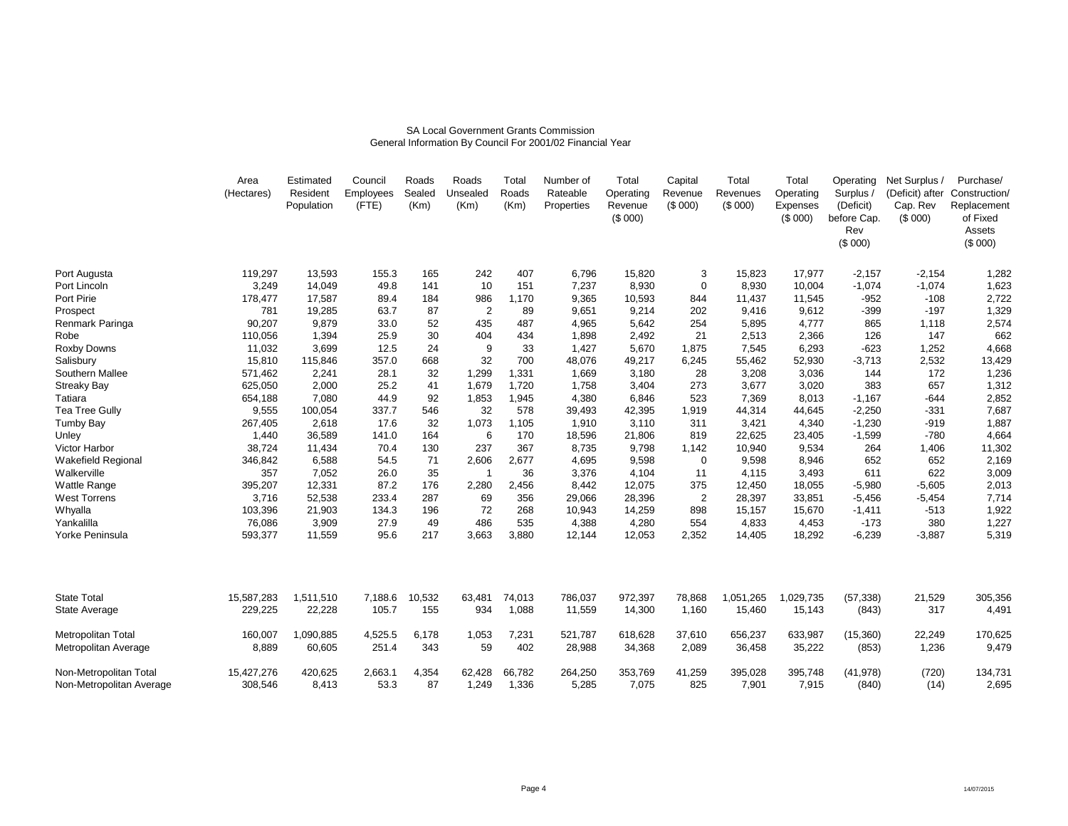SA Local Government Grants Commission
General Information By Council For 2001/02 Financial Year

| | Area (Hectares) | Estimated Resident Population | Council Employees (FTE) | Roads Sealed (Km) | Roads Unsealed (Km) | Total Roads (Km) | Number of Rateable Properties | Total Operating Revenue ($ 000) | Capital Revenue ($ 000) | Total Revenues ($ 000) | Total Operating Expenses ($ 000) | Operating Surplus / (Deficit) before Cap. Rev ($ 000) | Net Surplus / (Deficit) after Cap. Rev ($ 000) | Purchase/ Construction/ Replacement of Fixed Assets ($ 000) |
|---|---|---|---|---|---|---|---|---|---|---|---|---|---|---|
| Port Augusta | 119,297 | 13,593 | 155.3 | 165 | 242 | 407 | 6,796 | 15,820 | 3 | 15,823 | 17,977 | -2,157 | -2,154 | 1,282 |
| Port Lincoln | 3,249 | 14,049 | 49.8 | 141 | 10 | 151 | 7,237 | 8,930 | 0 | 8,930 | 10,004 | -1,074 | -1,074 | 1,623 |
| Port Pirie | 178,477 | 17,587 | 89.4 | 184 | 986 | 1,170 | 9,365 | 10,593 | 844 | 11,437 | 11,545 | -952 | -108 | 2,722 |
| Prospect | 781 | 19,285 | 63.7 | 87 | 2 | 89 | 9,651 | 9,214 | 202 | 9,416 | 9,612 | -399 | -197 | 1,329 |
| Renmark Paringa | 90,207 | 9,879 | 33.0 | 52 | 435 | 487 | 4,965 | 5,642 | 254 | 5,895 | 4,777 | 865 | 1,118 | 2,574 |
| Robe | 110,056 | 1,394 | 25.9 | 30 | 404 | 434 | 1,898 | 2,492 | 21 | 2,513 | 2,366 | 126 | 147 | 662 |
| Roxby Downs | 11,032 | 3,699 | 12.5 | 24 | 9 | 33 | 1,427 | 5,670 | 1,875 | 7,545 | 6,293 | -623 | 1,252 | 4,668 |
| Salisbury | 15,810 | 115,846 | 357.0 | 668 | 32 | 700 | 48,076 | 49,217 | 6,245 | 55,462 | 52,930 | -3,713 | 2,532 | 13,429 |
| Southern Mallee | 571,462 | 2,241 | 28.1 | 32 | 1,299 | 1,331 | 1,669 | 3,180 | 28 | 3,208 | 3,036 | 144 | 172 | 1,236 |
| Streaky Bay | 625,050 | 2,000 | 25.2 | 41 | 1,679 | 1,720 | 1,758 | 3,404 | 273 | 3,677 | 3,020 | 383 | 657 | 1,312 |
| Tatiara | 654,188 | 7,080 | 44.9 | 92 | 1,853 | 1,945 | 4,380 | 6,846 | 523 | 7,369 | 8,013 | -1,167 | -644 | 2,852 |
| Tea Tree Gully | 9,555 | 100,054 | 337.7 | 546 | 32 | 578 | 39,493 | 42,395 | 1,919 | 44,314 | 44,645 | -2,250 | -331 | 7,687 |
| Tumby Bay | 267,405 | 2,618 | 17.6 | 32 | 1,073 | 1,105 | 1,910 | 3,110 | 311 | 3,421 | 4,340 | -1,230 | -919 | 1,887 |
| Unley | 1,440 | 36,589 | 141.0 | 164 | 6 | 170 | 18,596 | 21,806 | 819 | 22,625 | 23,405 | -1,599 | -780 | 4,664 |
| Victor Harbor | 38,724 | 11,434 | 70.4 | 130 | 237 | 367 | 8,735 | 9,798 | 1,142 | 10,940 | 9,534 | 264 | 1,406 | 11,302 |
| Wakefield Regional | 346,842 | 6,588 | 54.5 | 71 | 2,606 | 2,677 | 4,695 | 9,598 | 0 | 9,598 | 8,946 | 652 | 652 | 2,169 |
| Walkerville | 357 | 7,052 | 26.0 | 35 | 1 | 36 | 3,376 | 4,104 | 11 | 4,115 | 3,493 | 611 | 622 | 3,009 |
| Wattle Range | 395,207 | 12,331 | 87.2 | 176 | 2,280 | 2,456 | 8,442 | 12,075 | 375 | 12,450 | 18,055 | -5,980 | -5,605 | 2,013 |
| West Torrens | 3,716 | 52,538 | 233.4 | 287 | 69 | 356 | 29,066 | 28,396 | 2 | 28,397 | 33,851 | -5,456 | -5,454 | 7,714 |
| Whyalla | 103,396 | 21,903 | 134.3 | 196 | 72 | 268 | 10,943 | 14,259 | 898 | 15,157 | 15,670 | -1,411 | -513 | 1,922 |
| Yankalilla | 76,086 | 3,909 | 27.9 | 49 | 486 | 535 | 4,388 | 4,280 | 554 | 4,833 | 4,453 | -173 | 380 | 1,227 |
| Yorke Peninsula | 593,377 | 11,559 | 95.6 | 217 | 3,663 | 3,880 | 12,144 | 12,053 | 2,352 | 14,405 | 18,292 | -6,239 | -3,887 | 5,319 |
| State Total | 15,587,283 | 1,511,510 | 7,188.6 | 10,532 | 63,481 | 74,013 | 786,037 | 972,397 | 78,868 | 1,051,265 | 1,029,735 | (57,338) | 21,529 | 305,356 |
| State Average | 229,225 | 22,228 | 105.7 | 155 | 934 | 1,088 | 11,559 | 14,300 | 1,160 | 15,460 | 15,143 | (843) | 317 | 4,491 |
| Metropolitan Total | 160,007 | 1,090,885 | 4,525.5 | 6,178 | 1,053 | 7,231 | 521,787 | 618,628 | 37,610 | 656,237 | 633,987 | (15,360) | 22,249 | 170,625 |
| Metropolitan Average | 8,889 | 60,605 | 251.4 | 343 | 59 | 402 | 28,988 | 34,368 | 2,089 | 36,458 | 35,222 | (853) | 1,236 | 9,479 |
| Non-Metropolitan Total | 15,427,276 | 420,625 | 2,663.1 | 4,354 | 62,428 | 66,782 | 264,250 | 353,769 | 41,259 | 395,028 | 395,748 | (41,978) | (720) | 134,731 |
| Non-Metropolitan Average | 308,546 | 8,413 | 53.3 | 87 | 1,249 | 1,336 | 5,285 | 7,075 | 825 | 7,901 | 7,915 | (840) | (14) | 2,695 |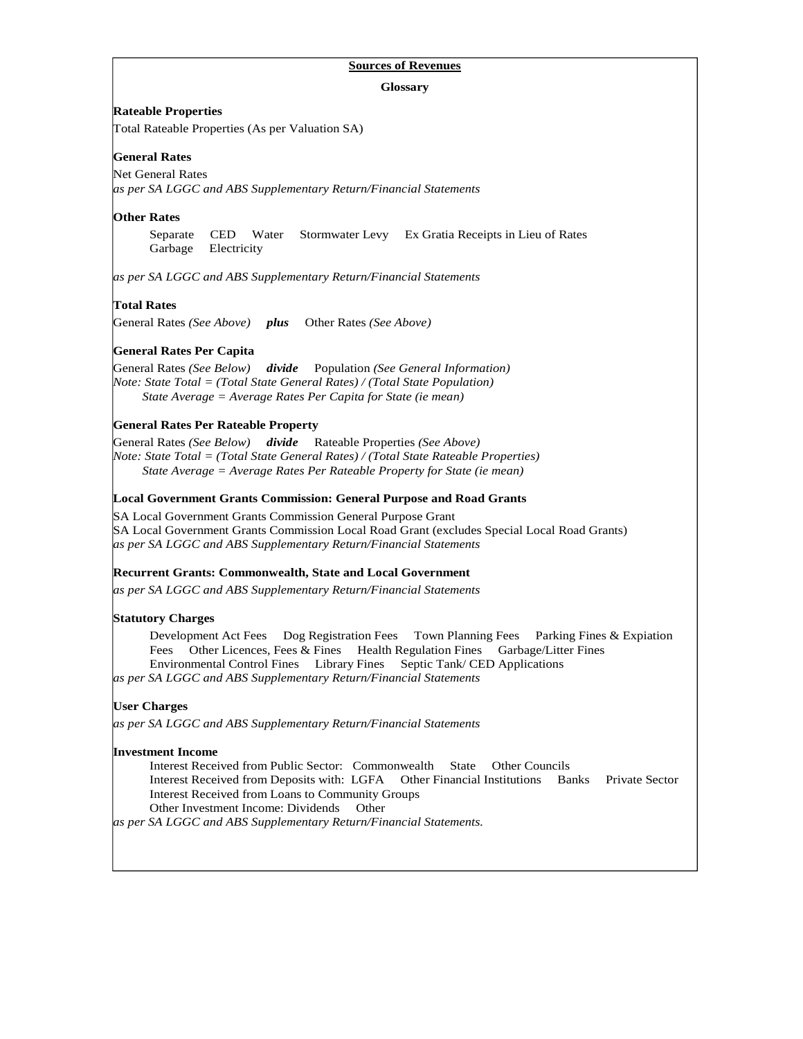## Sources of Revenues

### Glossary

**Rateable Properties**

Total Rateable Properties (As per Valuation SA)

**General Rates**

Net General Rates

*as per SA LGGC and ABS Supplementary Return/Financial Statements*

**Other Rates**

Separate CED Water Stormwater Levy Ex Gratia Receipts in Lieu of Rates Garbage Electricity

*as per SA LGGC and ABS Supplementary Return/Financial Statements*

**Total Rates**

General Rates *(See Above)* ***plus*** Other Rates *(See Above)*

**General Rates Per Capita**

General Rates *(See Below)* ***divide*** Population *(See General Information)*

*Note: State Total = (Total State General Rates) / (Total State Population)*

*State Average = Average Rates Per Capita for State (ie mean)*

**General Rates Per Rateable Property**

General Rates *(See Below)* ***divide*** Rateable Properties *(See Above)*

*Note: State Total = (Total State General Rates) / (Total State Rateable Properties)*

*State Average = Average Rates Per Rateable Property for State (ie mean)*

**Local Government Grants Commission: General Purpose and Road Grants**

SA Local Government Grants Commission General Purpose Grant

SA Local Government Grants Commission Local Road Grant (excludes Special Local Road Grants)

*as per SA LGGC and ABS Supplementary Return/Financial Statements*

**Recurrent Grants: Commonwealth, State and Local Government**

*as per SA LGGC and ABS Supplementary Return/Financial Statements*

**Statutory Charges**

Development Act Fees Dog Registration Fees Town Planning Fees Parking Fines & Expiation Fees Other Licences, Fees & Fines Health Regulation Fines Garbage/Litter Fines Environmental Control Fines Library Fines Septic Tank/ CED Applications

*as per SA LGGC and ABS Supplementary Return/Financial Statements*

**User Charges**

*as per SA LGGC and ABS Supplementary Return/Financial Statements*

**Investment Income**

Interest Received from Public Sector: Commonwealth State Other Councils

Interest Received from Deposits with: LGFA Other Financial Institutions Banks Private Sector

Interest Received from Loans to Community Groups

Other Investment Income: Dividends Other

*as per SA LGGC and ABS Supplementary Return/Financial Statements.*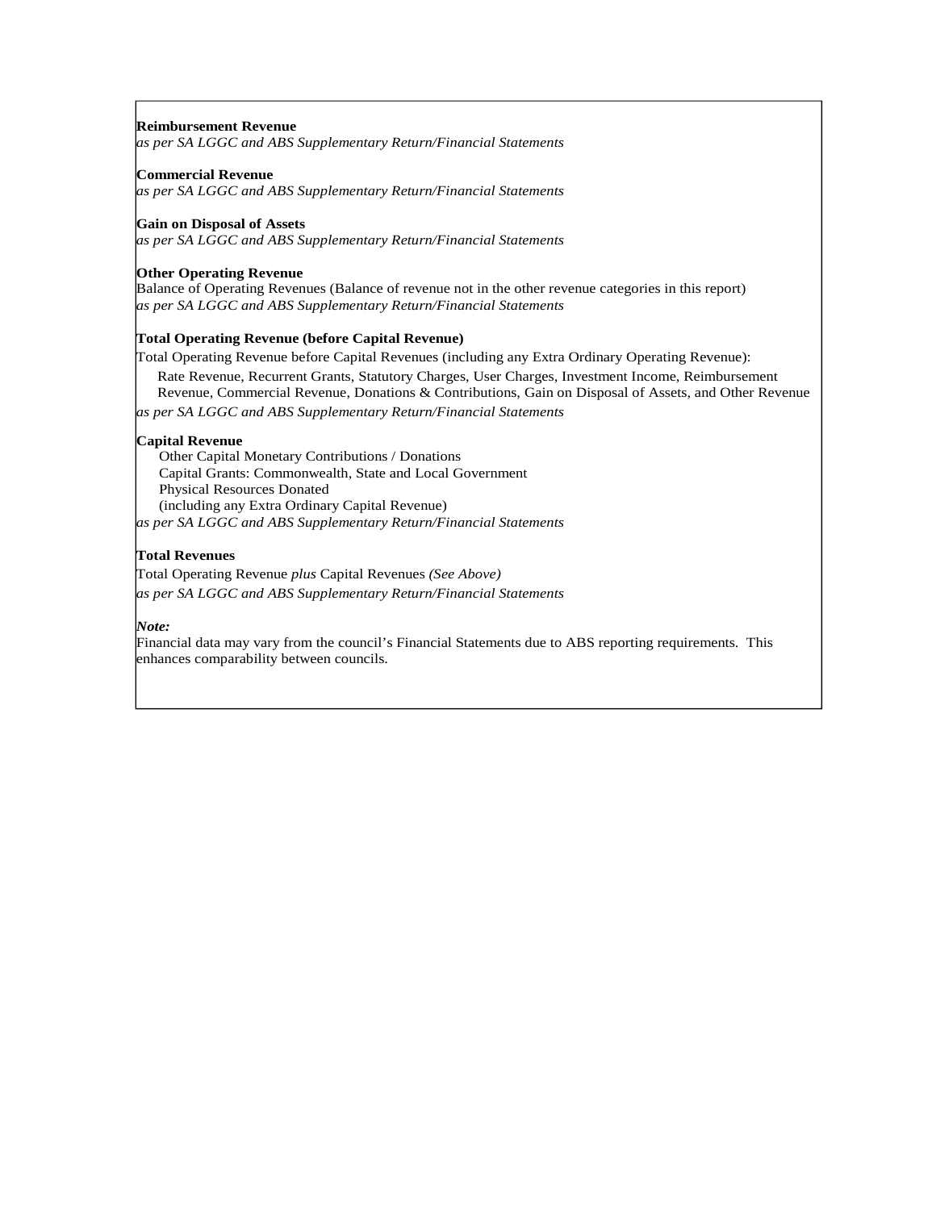**Reimbursement Revenue**
*as per SA LGGC and ABS Supplementary Return/Financial Statements*

**Commercial Revenue**
*as per SA LGGC and ABS Supplementary Return/Financial Statements*

**Gain on Disposal of Assets**
*as per SA LGGC and ABS Supplementary Return/Financial Statements*

**Other Operating Revenue**
Balance of Operating Revenues (Balance of revenue not in the other revenue categories in this report)
*as per SA LGGC and ABS Supplementary Return/Financial Statements*

**Total Operating Revenue (before Capital Revenue)**
Total Operating Revenue before Capital Revenues (including any Extra Ordinary Operating Revenue):
Rate Revenue, Recurrent Grants, Statutory Charges, User Charges, Investment Income, Reimbursement Revenue, Commercial Revenue, Donations & Contributions, Gain on Disposal of Assets, and Other Revenue
*as per SA LGGC and ABS Supplementary Return/Financial Statements*

**Capital Revenue**
Other Capital Monetary Contributions / Donations
Capital Grants: Commonwealth, State and Local Government
Physical Resources Donated
(including any Extra Ordinary Capital Revenue)
*as per SA LGGC and ABS Supplementary Return/Financial Statements*

**Total Revenues**
Total Operating Revenue *plus* Capital Revenues *(See Above)*
*as per SA LGGC and ABS Supplementary Return/Financial Statements*

***Note:***
Financial data may vary from the council's Financial Statements due to ABS reporting requirements. This enhances comparability between councils.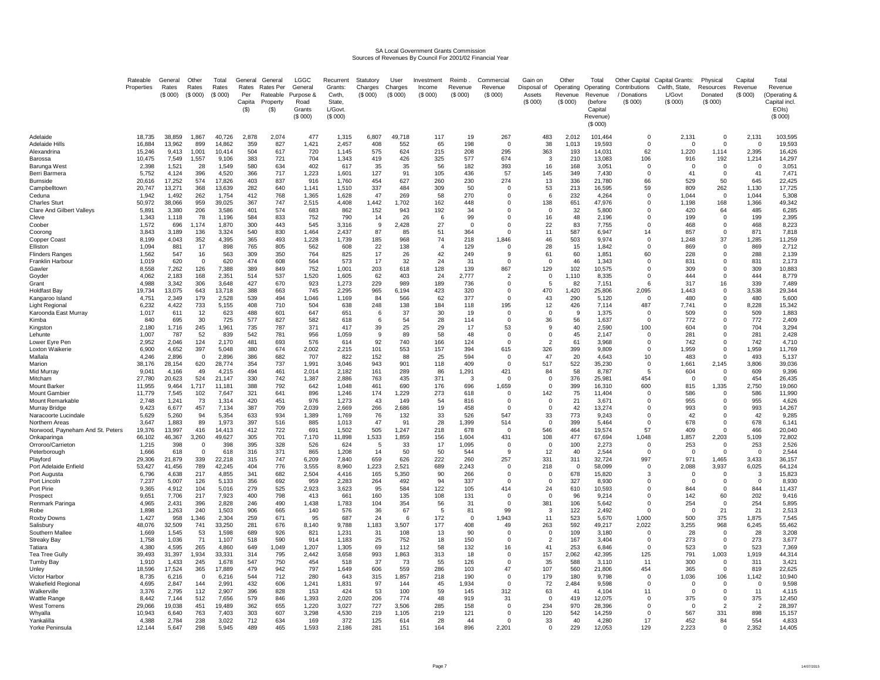SA Local Government Grants Commission
Sources of Revenues By Council For 2001/02 Financial Year

| | Rateable Properties | General Rates ($ 000) | Other Rates ($ 000) | Total Rates ($ 000) | General Rates Per Capita ($) | General Rates Per Rateable Property ($) | LGGC General Purpose & Road Grants ($ 000) | Recurrent Grants: Cwth, State, L/Govt. ($ 000) | Statutory Charges ($ 000) | User Charges ($ 000) | Investment Income ($ 000) | Reimb . Revenue ($ 000) | Commercial Revenue ($ 000) | Gain on Disposal of Assets ($ 000) | Other Operating Revenue ($ 000) | Total Operating Revenue (before Capital Revenue) ($ 000) | Other Capital Contributions / Donations ($ 000) | Capital Grants: Cwlth, State, L/Govt ($ 000) | Physical Resources Donated ($ 000) | Capital Revenue ($ 000) | Total Revenue (Operating & Capital incl. EOIs) ($ 000) |
|---|---|---|---|---|---|---|---|---|---|---|---|---|---|---|---|---|---|---|---|---|---|
| Adelaide | 18,735 | 38,859 | 1,867 | 40,726 | 2,878 | 2,074 | 477 | 1,315 | 6,807 | 49,718 | 117 | 19 | 267 | 483 | 2,012 | 101,464 | 0 | 2,131 | 0 | 2,131 | 103,595 |
| Adelaide Hills | 16,884 | 13,962 | 899 | 14,862 | 359 | 827 | 1,421 | 2,457 | 408 | 552 | 65 | 198 | 0 | 38 | 1,013 | 19,593 | 0 | 0 | 0 | 0 | 19,593 |
| Alexandrina | 15,246 | 9,413 | 1,001 | 10,414 | 504 | 617 | 720 | 1,145 | 575 | 624 | 215 | 208 | 295 | 363 | 193 | 14,031 | 62 | 1,220 | 1,114 | 2,395 | 16,426 |
| Barossa | 10,475 | 7,549 | 1,557 | 9,106 | 383 | 721 | 704 | 1,343 | 419 | 426 | 325 | 577 | 674 | 3 | 210 | 13,083 | 106 | 916 | 192 | 1,214 | 14,297 |
| Barunga West | 2,398 | 1,521 | 28 | 1,549 | 580 | 634 | 402 | 617 | 35 | 35 | 56 | 182 | 393 | 16 | 168 | 3,051 | 0 | 0 | 0 | 0 | 3,051 |
| Berri Barmera | 5,752 | 4,124 | 396 | 4,520 | 366 | 717 | 1,223 | 1,601 | 127 | 91 | 105 | 436 | 57 | 145 | 349 | 7,430 | 0 | 41 | 0 | 41 | 7,471 |
| Burnside | 20,616 | 17,252 | 574 | 17,826 | 403 | 837 | 916 | 1,760 | 454 | 627 | 260 | 230 | 274 | 13 | 336 | 21,780 | 66 | 529 | 50 | 645 | 22,425 |
| Campbelltown | 20,747 | 13,271 | 368 | 13,639 | 282 | 640 | 1,141 | 1,510 | 337 | 484 | 309 | 50 | 0 | 53 | 213 | 16,595 | 59 | 809 | 262 | 1,130 | 17,725 |
| Ceduna | 1,942 | 1,492 | 262 | 1,754 | 412 | 768 | 1,365 | 1,628 | 47 | 269 | 58 | 270 | 0 | 6 | 232 | 4,264 | 0 | 1,044 | 0 | 1,044 | 5,308 |
| Charles Sturt | 50,972 | 38,066 | 959 | 39,025 | 367 | 747 | 2,515 | 4,408 | 1,442 | 1,702 | 162 | 448 | 0 | 138 | 651 | 47,976 | 0 | 1,198 | 168 | 1,366 | 49,342 |
| Clare And Gilbert Valleys | 5,891 | 3,380 | 206 | 3,586 | 401 | 574 | 683 | 862 | 152 | 943 | 192 | 34 | 0 | 0 | 32 | 5,800 | 0 | 420 | 64 | 485 | 6,285 |
| Cleve | 1,343 | 1,118 | 78 | 1,196 | 584 | 833 | 752 | 790 | 14 | 26 | 6 | 99 | 0 | 16 | 48 | 2,196 | 0 | 199 | 0 | 199 | 2,395 |
| Coober | 1,572 | 696 | 1,174 | 1,870 | 300 | 443 | 545 | 3,316 | 9 | 2,428 | 27 | 0 | 0 | 22 | 83 | 7,755 | 0 | 468 | 0 | 468 | 8,223 |
| Coorong | 3,843 | 3,189 | 136 | 3,324 | 540 | 830 | 1,464 | 2,437 | 87 | 85 | 51 | 364 | 0 | 11 | 587 | 6,947 | 14 | 857 | 0 | 871 | 7,818 |
| Copper Coast | 8,199 | 4,043 | 352 | 4,395 | 365 | 493 | 1,228 | 1,739 | 185 | 968 | 74 | 218 | 1,846 | 46 | 503 | 9,974 | 0 | 1,248 | 37 | 1,285 | 11,259 |
| Elliston | 1,094 | 881 | 17 | 898 | 765 | 805 | 562 | 608 | 22 | 138 | 4 | 129 | 0 | 28 | 15 | 1,842 | 0 | 869 | 0 | 869 | 2,712 |
| Flinders Ranges | 1,562 | 547 | 16 | 563 | 309 | 350 | 764 | 825 | 17 | 26 | 42 | 249 | 9 | 61 | 60 | 1,851 | 60 | 228 | 0 | 288 | 2,139 |
| Franklin Harbour | 1,019 | 620 | 0 | 620 | 474 | 608 | 564 | 573 | 17 | 32 | 24 | 31 | 0 | 0 | 46 | 1,343 | 0 | 831 | 0 | 831 | 2,173 |
| Gawler | 8,558 | 7,262 | 126 | 7,388 | 389 | 849 | 752 | 1,001 | 203 | 618 | 128 | 139 | 867 | 129 | 102 | 10,575 | 0 | 309 | 0 | 309 | 10,883 |
| Goyder | 4,062 | 2,183 | 168 | 2,351 | 514 | 537 | 1,520 | 1,605 | 62 | 403 | 24 | 2,777 | 2 | 0 | 1,110 | 8,335 | 0 | 444 | 0 | 444 | 8,779 |
| Grant | 4,988 | 3,342 | 306 | 3,648 | 427 | 670 | 923 | 1,273 | 229 | 989 | 189 | 736 | 0 | 5 | 82 | 7,151 | 6 | 317 | 16 | 339 | 7,489 |
| Holdfast Bay | 19,734 | 13,075 | 643 | 13,718 | 388 | 663 | 745 | 2,295 | 965 | 6,194 | 423 | 320 | 0 | 470 | 1,420 | 25,806 | 2,095 | 1,443 | 0 | 3,538 | 29,344 |
| Kangaroo Island | 4,751 | 2,349 | 179 | 2,528 | 539 | 494 | 1,046 | 1,169 | 84 | 566 | 62 | 377 | 0 | 43 | 290 | 5,120 | 0 | 480 | 0 | 480 | 5,600 |
| Light Regional | 6,232 | 4,422 | 733 | 5,155 | 408 | 710 | 504 | 638 | 248 | 138 | 184 | 118 | 195 | 12 | 426 | 7,114 | 487 | 7,741 | 0 | 8,228 | 15,342 |
| Karoonda East Murray | 1,017 | 611 | 12 | 623 | 488 | 601 | 647 | 651 | 6 | 37 | 30 | 19 | 0 | 0 | 9 | 1,375 | 0 | 509 | 0 | 509 | 1,883 |
| Kimba | 840 | 695 | 30 | 725 | 577 | 827 | 582 | 618 | 6 | 54 | 28 | 114 | 0 | 36 | 56 | 1,637 | 0 | 772 | 0 | 772 | 2,409 |
| Kingston | 2,180 | 1,716 | 245 | 1,961 | 735 | 787 | 371 | 417 | 39 | 25 | 29 | 17 | 53 | 9 | 40 | 2,590 | 100 | 604 | 0 | 704 | 3,294 |
| Lehunte | 1,007 | 787 | 52 | 839 | 542 | 781 | 956 | 1,059 | 9 | 89 | 58 | 48 | 0 | 0 | 45 | 2,147 | 0 | 281 | 0 | 281 | 2,428 |
| Lower Eyre Pen | 2,952 | 2,046 | 124 | 2,170 | 481 | 693 | 576 | 614 | 92 | 740 | 166 | 124 | 0 | 2 | 61 | 3,968 | 0 | 742 | 0 | 742 | 4,710 |
| Loxton Waikerie | 6,900 | 4,652 | 397 | 5,048 | 380 | 674 | 2,002 | 2,215 | 101 | 553 | 157 | 394 | 615 | 326 | 399 | 9,809 | 0 | 1,959 | 0 | 1,959 | 11,769 |
| Mallala | 4,246 | 2,896 | 0 | 2,896 | 386 | 682 | 707 | 822 | 152 | 88 | 25 | 594 | 0 | 47 | 20 | 4,643 | 10 | 483 | 0 | 493 | 5,137 |
| Marion | 38,176 | 28,154 | 620 | 28,774 | 354 | 737 | 1,991 | 3,046 | 943 | 901 | 118 | 409 | 0 | 517 | 522 | 35,230 | 0 | 1,661 | 2,145 | 3,806 | 39,036 |
| Mid Murray | 9,041 | 4,166 | 49 | 4,215 | 494 | 461 | 2,014 | 2,182 | 161 | 289 | 86 | 1,291 | 421 | 84 | 58 | 8,787 | 5 | 604 | 0 | 609 | 9,396 |
| Mitcham | 27,780 | 20,623 | 524 | 21,147 | 330 | 742 | 1,387 | 2,886 | 763 | 435 | 371 | 3 | 0 | 0 | 376 | 25,981 | 454 | 0 | 0 | 454 | 26,435 |
| Mount Barker | 11,955 | 9,464 | 1,717 | 11,181 | 388 | 792 | 642 | 1,048 | 461 | 690 | 176 | 696 | 1,659 | 0 | 399 | 16,310 | 600 | 815 | 1,335 | 2,750 | 19,060 |
| Mount Gambier | 11,779 | 7,545 | 102 | 7,647 | 321 | 641 | 896 | 1,246 | 174 | 1,229 | 273 | 618 | 0 | 142 | 75 | 11,404 | 0 | 586 | 0 | 586 | 11,990 |
| Mount Remarkable | 2,748 | 1,241 | 73 | 1,314 | 420 | 451 | 976 | 1,273 | 43 | 149 | 54 | 816 | 0 | 0 | 21 | 3,671 | 0 | 955 | 0 | 955 | 4,626 |
| Murray Bridge | 9,423 | 6,677 | 457 | 7,134 | 387 | 709 | 2,039 | 2,669 | 266 | 2,686 | 19 | 458 | 0 | 0 | 42 | 13,274 | 0 | 993 | 0 | 993 | 14,267 |
| Naracoorte Lucindale | 5,629 | 5,260 | 94 | 5,354 | 633 | 934 | 1,389 | 1,769 | 76 | 132 | 33 | 526 | 547 | 33 | 773 | 9,243 | 0 | 42 | 0 | 42 | 9,285 |
| Northern Areas | 3,647 | 1,883 | 89 | 1,973 | 397 | 516 | 885 | 1,013 | 47 | 91 | 28 | 1,399 | 514 | 0 | 399 | 5,464 | 0 | 678 | 0 | 678 | 6,141 |
| Norwood, Payneham And St. Peters | 19,376 | 13,997 | 416 | 14,413 | 412 | 722 | 691 | 1,502 | 505 | 1,247 | 218 | 678 | 0 | 546 | 464 | 19,574 | 57 | 409 | 0 | 466 | 20,040 |
| Onkaparinga | 66,102 | 46,367 | 3,260 | 49,627 | 305 | 701 | 7,170 | 11,898 | 1,533 | 1,859 | 156 | 1,604 | 431 | 108 | 477 | 67,694 | 1,048 | 1,857 | 2,203 | 5,109 | 72,802 |
| Orroroo/Carrieton | 1,215 | 398 | 0 | 398 | 395 | 328 | 526 | 624 | 5 | 33 | 17 | 1,095 | 0 | 0 | 100 | 2,273 | 0 | 253 | 0 | 253 | 2,526 |
| Peterborough | 1,666 | 618 | 0 | 618 | 316 | 371 | 865 | 1,208 | 14 | 50 | 50 | 544 | 9 | 12 | 40 | 2,544 | 0 | 0 | 0 | 0 | 2,544 |
| Playford | 29,306 | 21,879 | 339 | 22,218 | 315 | 747 | 6,209 | 7,840 | 659 | 626 | 222 | 260 | 257 | 331 | 311 | 32,724 | 997 | 971 | 1,465 | 3,433 | 36,157 |
| Port Adelaide Enfield | 53,427 | 41,456 | 789 | 42,245 | 404 | 776 | 3,555 | 8,960 | 1,223 | 2,521 | 689 | 2,243 | 0 | 218 | 0 | 58,099 | 0 | 2,088 | 3,937 | 6,025 | 64,124 |
| Port Augusta | 6,796 | 4,638 | 217 | 4,855 | 341 | 682 | 2,504 | 4,416 | 165 | 5,350 | 90 | 266 | 0 | 0 | 678 | 15,820 | 3 | 0 | 0 | 3 | 15,823 |
| Port Lincoln | 7,237 | 5,007 | 126 | 5,133 | 356 | 692 | 959 | 2,283 | 264 | 492 | 94 | 337 | 0 | 0 | 327 | 8,930 | 0 | 0 | 0 | 0 | 8,930 |
| Port Pirie | 9,365 | 4,912 | 104 | 5,016 | 279 | 525 | 2,923 | 3,623 | 95 | 584 | 122 | 105 | 414 | 24 | 610 | 10,593 | 0 | 844 | 0 | 844 | 11,437 |
| Prospect | 9,651 | 7,706 | 217 | 7,923 | 400 | 798 | 413 | 661 | 160 | 135 | 108 | 131 | 0 | 0 | 96 | 9,214 | 0 | 142 | 60 | 202 | 9,416 |
| Renmark Paringa | 4,965 | 2,431 | 396 | 2,828 | 246 | 490 | 1,438 | 1,783 | 104 | 354 | 56 | 31 | 0 | 381 | 106 | 5,642 | 0 | 254 | 0 | 254 | 5,895 |
| Robe | 1,898 | 1,263 | 240 | 1,503 | 906 | 665 | 140 | 576 | 36 | 67 | 5 | 81 | 99 | 3 | 122 | 2,492 | 0 | 0 | 21 | 21 | 2,513 |
| Roxby Downs | 1,427 | 958 | 1,346 | 2,304 | 259 | 671 | 95 | 687 | 24 | 6 | 172 | 0 | 1,943 | 11 | 523 | 5,670 | 1,000 | 500 | 375 | 1,875 | 7,545 |
| Salisbury | 48,076 | 32,509 | 741 | 33,250 | 281 | 676 | 8,140 | 9,788 | 1,183 | 3,507 | 177 | 408 | 49 | 263 | 592 | 49,217 | 2,022 | 3,255 | 968 | 6,245 | 55,462 |
| Southern Mallee | 1,669 | 1,545 | 53 | 1,598 | 689 | 926 | 821 | 1,231 | 31 | 108 | 13 | 90 | 0 | 0 | 109 | 3,180 | 0 | 28 | 0 | 28 | 3,208 |
| Streaky Bay | 1,758 | 1,036 | 71 | 1,107 | 518 | 590 | 914 | 1,183 | 25 | 752 | 18 | 150 | 0 | 2 | 167 | 3,404 | 0 | 273 | 0 | 273 | 3,677 |
| Tatiara | 4,380 | 4,595 | 265 | 4,860 | 649 | 1,049 | 1,207 | 1,305 | 69 | 112 | 58 | 132 | 16 | 41 | 253 | 6,846 | 0 | 523 | 0 | 523 | 7,369 |
| Tea Tree Gully | 39,493 | 31,397 | 1,934 | 33,331 | 314 | 795 | 2,442 | 3,658 | 993 | 1,863 | 313 | 18 | 0 | 157 | 2,062 | 42,395 | 125 | 791 | 1,003 | 1,919 | 44,314 |
| Tumby Bay | 1,910 | 1,433 | 245 | 1,678 | 547 | 750 | 454 | 518 | 37 | 73 | 55 | 126 | 0 | 35 | 588 | 3,110 | 11 | 300 | 0 | 311 | 3,421 |
| Unley | 18,596 | 17,524 | 365 | 17,889 | 479 | 942 | 797 | 1,649 | 606 | 559 | 286 | 103 | 47 | 107 | 560 | 21,806 | 454 | 365 | 0 | 819 | 22,625 |
| Victor Harbor | 8,735 | 6,216 | 0 | 6,216 | 544 | 712 | 280 | 643 | 315 | 1,857 | 218 | 190 | 0 | 179 | 180 | 9,798 | 0 | 1,036 | 106 | 1,142 | 10,940 |
| Wakefield Regional | 4,695 | 2,847 | 144 | 2,991 | 432 | 606 | 1,241 | 1,831 | 97 | 144 | 45 | 1,934 | 0 | 72 | 2,484 | 9,598 | 0 | 0 | 0 | 0 | 9,598 |
| Walkerville | 3,376 | 2,795 | 112 | 2,907 | 396 | 828 | 153 | 424 | 53 | 100 | 59 | 145 | 312 | 63 | 41 | 4,104 | 11 | 0 | 0 | 11 | 4,115 |
| Wattle Range | 8,442 | 7,144 | 512 | 7,656 | 579 | 846 | 1,393 | 2,020 | 206 | 774 | 48 | 919 | 31 | 0 | 419 | 12,075 | 0 | 375 | 0 | 375 | 12,450 |
| West Torrens | 29,066 | 19,038 | 451 | 19,489 | 362 | 655 | 1,220 | 3,027 | 727 | 3,506 | 285 | 158 | 0 | 234 | 970 | 28,396 | 0 | 0 | 2 | 2 | 28,397 |
| Whyalla | 10,943 | 6,640 | 763 | 7,403 | 303 | 607 | 3,298 | 4,530 | 219 | 1,105 | 219 | 121 | 0 | 120 | 542 | 14,259 | 0 | 567 | 331 | 898 | 15,157 |
| Yankalilla | 4,388 | 2,784 | 238 | 3,022 | 712 | 634 | 169 | 372 | 125 | 614 | 28 | 44 | 0 | 33 | 40 | 4,280 | 17 | 452 | 84 | 554 | 4,833 |
| Yorke Peninsula | 12,144 | 5,647 | 298 | 5,945 | 489 | 465 | 1,593 | 2,186 | 281 | 151 | 164 | 896 | 2,201 | 0 | 229 | 12,053 | 129 | 2,223 | 0 | 2,352 | 14,405 |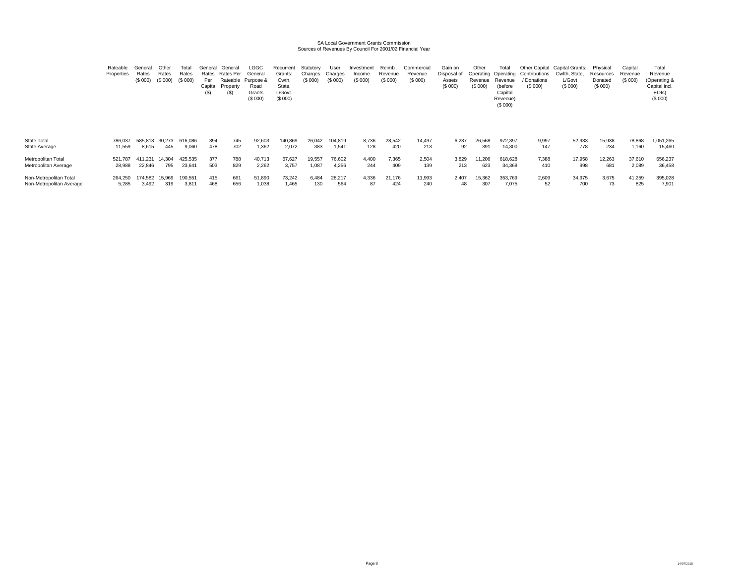SA Local Government Grants Commission
Sources of Revenues By Council For 2001/02 Financial Year

| | Rateable Properties | General Rates ($ 000) | Other Rates ($ 000) | Total Rates ($ 000) | General Rates Per Capita ($) | General Rates Per Rateable Property ($) | LGGC General Purpose & Road Grants ($ 000) | Recurrent Grants: Cwth, State, L/Govt. ($ 000) | Statutory Charges ($ 000) | User Charges ($ 000) | Investment Income ($ 000) | Reimb . Revenue ($ 000) | Commercial Revenue ($ 000) | Gain on Disposal of Assets ($ 000) | Other Operating Revenue ($ 000) | Total Operating Revenue (before Capital Revenue) ($ 000) | Other Capital Contributions / Donations ($ 000) | Capital Grants: Cwlth, State, L/Govt ($ 000) | Physical Resources Donated ($ 000) | Capital Revenue ($ 000) | Total Revenue (Operating & Capital incl. EOIs) ($ 000) |
|---|---|---|---|---|---|---|---|---|---|---|---|---|---|---|---|---|---|---|---|---|---|
| State Total | 786,037 | 585,813 | 30,273 | 616,086 | 394 | 745 | 92,603 | 140,869 | 26,042 | 104,819 | 8,736 | 28,542 | 14,497 | 6,237 | 26,568 | 972,397 | 9,997 | 52,933 | 15,938 | 78,868 | 1,051,265 |
| State Average | 11,559 | 8,615 | 445 | 9,060 | 478 | 702 | 1,362 | 2,072 | 383 | 1,541 | 128 | 420 | 213 | 92 | 391 | 14,300 | 147 | 778 | 234 | 1,160 | 15,460 |
| Metropolitan Total | 521,787 | 411,231 | 14,304 | 425,535 | 377 | 788 | 40,713 | 67,627 | 19,557 | 76,602 | 4,400 | 7,365 | 2,504 | 3,829 | 11,206 | 618,628 | 7,388 | 17,958 | 12,263 | 37,610 | 656,237 |
| Metropolitan Average | 28,988 | 22,846 | 795 | 23,641 | 503 | 829 | 2,262 | 3,757 | 1,087 | 4,256 | 244 | 409 | 139 | 213 | 623 | 34,368 | 410 | 998 | 681 | 2,089 | 36,458 |
| Non-Metropolitan Total | 264,250 | 174,582 | 15,969 | 190,551 | 415 | 661 | 51,890 | 73,242 | 6,484 | 28,217 | 4,336 | 21,176 | 11,993 | 2,407 | 15,362 | 353,769 | 2,609 | 34,975 | 3,675 | 41,259 | 395,028 |
| Non-Metropolitan Average | 5,285 | 3,492 | 319 | 3,811 | 468 | 656 | 1,038 | 1,465 | 130 | 564 | 87 | 424 | 240 | 48 | 307 | 7,075 | 52 | 700 | 73 | 825 | 7,901 |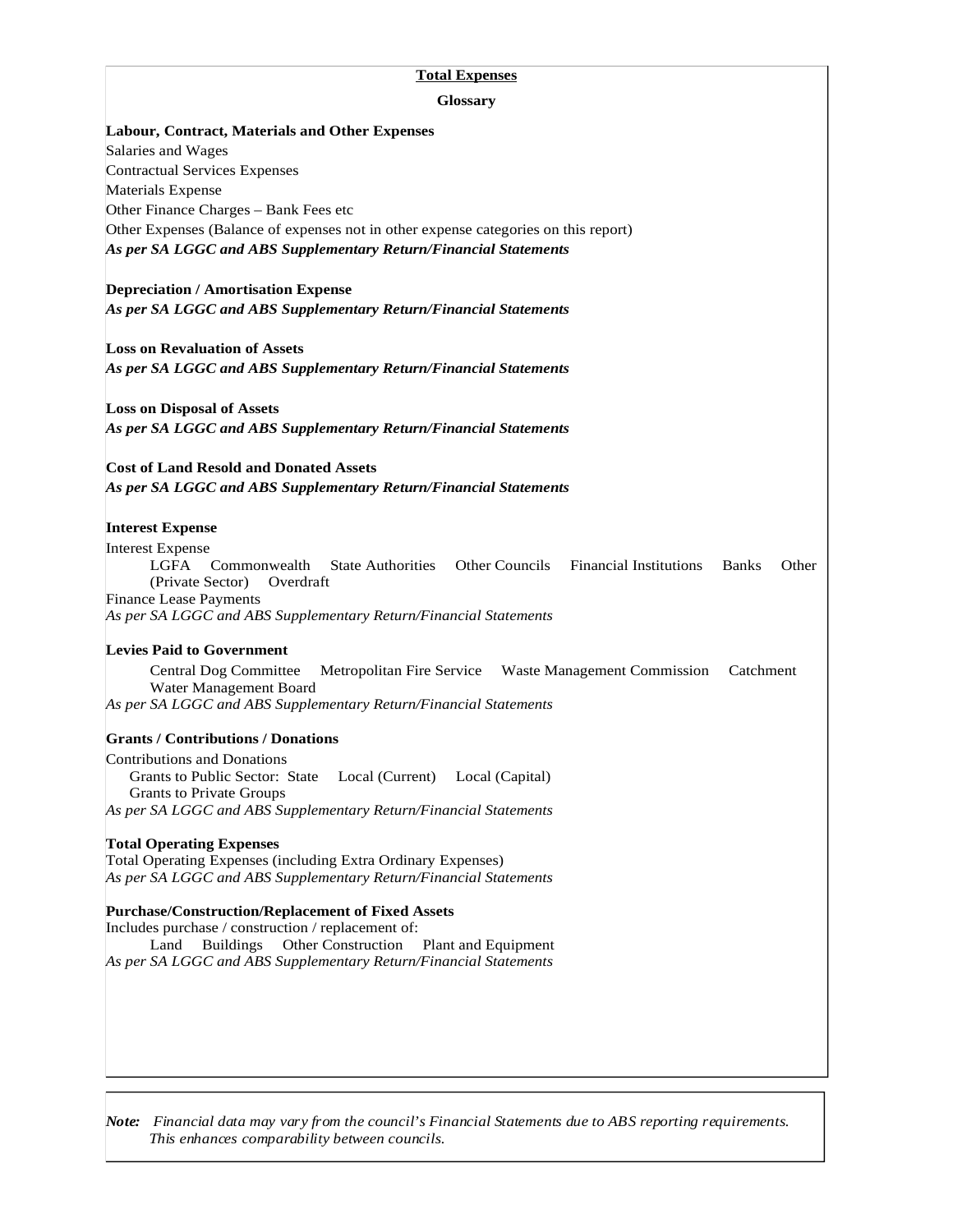# Total Expenses

## Glossary

**Labour, Contract, Materials and Other Expenses**

Salaries and Wages
Contractual Services Expenses
Materials Expense
Other Finance Charges – Bank Fees etc
Other Expenses (Balance of expenses not in other expense categories on this report)
***As per SA LGGC and ABS Supplementary Return/Financial Statements***

**Depreciation / Amortisation Expense**
***As per SA LGGC and ABS Supplementary Return/Financial Statements***

**Loss on Revaluation of Assets**
***As per SA LGGC and ABS Supplementary Return/Financial Statements***

**Loss on Disposal of Assets**
***As per SA LGGC and ABS Supplementary Return/Financial Statements***

**Cost of Land Resold and Donated Assets**
***As per SA LGGC and ABS Supplementary Return/Financial Statements***

**Interest Expense**

Interest Expense
LGFA Commonwealth State Authorities Other Councils Financial Institutions Banks Other (Private Sector) Overdraft
Finance Lease Payments
*As per SA LGGC and ABS Supplementary Return/Financial Statements*

**Levies Paid to Government**

Central Dog Committee Metropolitan Fire Service Waste Management Commission Catchment Water Management Board
*As per SA LGGC and ABS Supplementary Return/Financial Statements*

**Grants / Contributions / Donations**

Contributions and Donations
Grants to Public Sector: State Local (Current) Local (Capital)
Grants to Private Groups
*As per SA LGGC and ABS Supplementary Return/Financial Statements*

**Total Operating Expenses**
Total Operating Expenses (including Extra Ordinary Expenses)
*As per SA LGGC and ABS Supplementary Return/Financial Statements*

**Purchase/Construction/Replacement of Fixed Assets**
Includes purchase / construction / replacement of:
Land Buildings Other Construction Plant and Equipment
*As per SA LGGC and ABS Supplementary Return/Financial Statements*

***Note:*** *Financial data may vary from the council's Financial Statements due to ABS reporting requirements. This enhances comparability between councils.*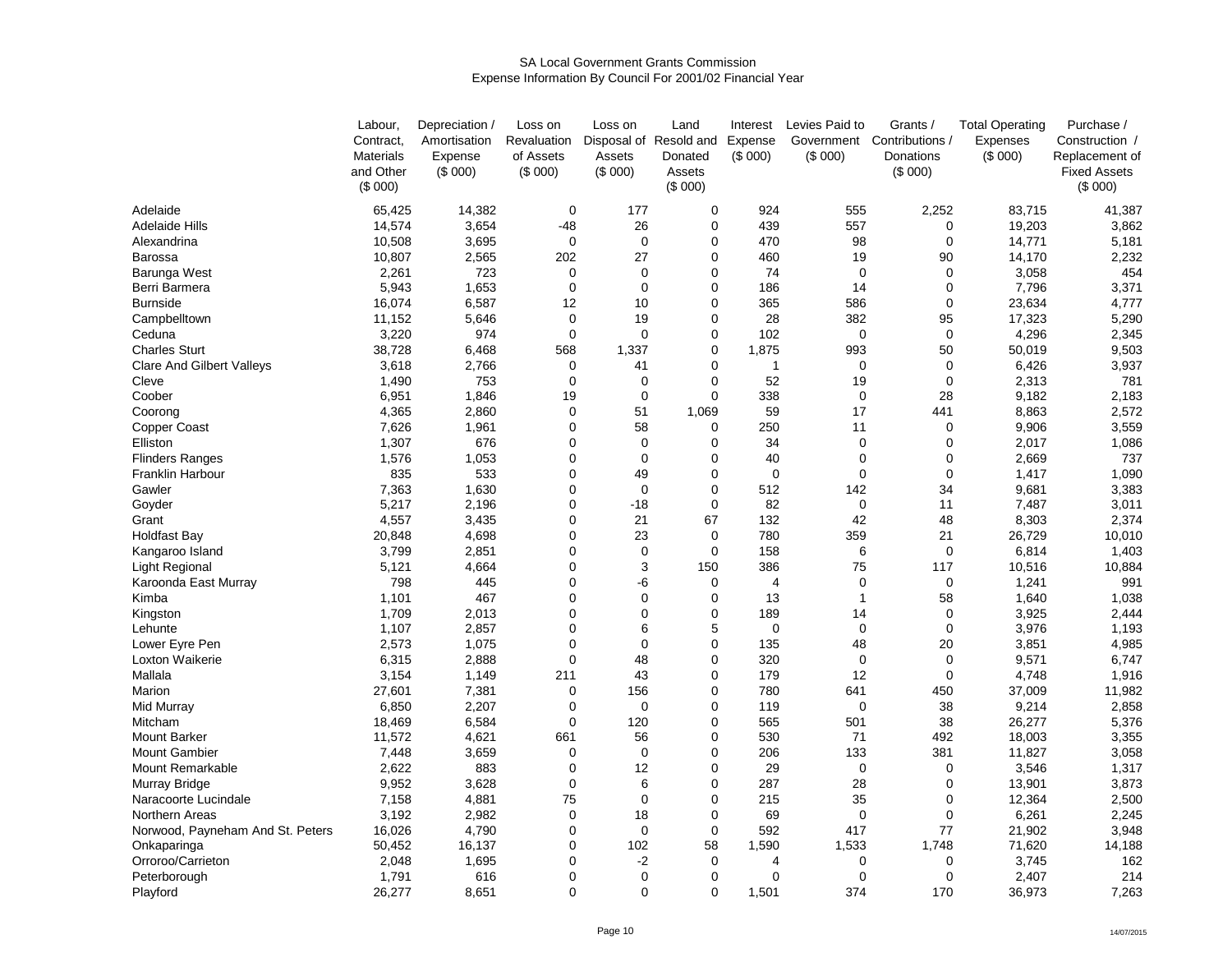SA Local Government Grants Commission
Expense Information By Council For 2001/02 Financial Year

| | Labour, Contract, Materials and Other ($ 000) | Depreciation / Amortisation Expense ($ 000) | Loss on Revaluation of Assets ($ 000) | Loss on Disposal of Assets ($ 000) | Land Resold and Donated Assets ($ 000) | Interest Expense ($ 000) | Levies Paid to Government ($ 000) | Grants / Contributions / Donations ($ 000) | Total Operating Expenses ($ 000) | Purchase / Construction / Replacement of Fixed Assets ($ 000) |
|---|---|---|---|---|---|---|---|---|---|---|
| Adelaide | 65,425 | 14,382 | 0 | 177 | 0 | 924 | 555 | 2,252 | 83,715 | 41,387 |
| Adelaide Hills | 14,574 | 3,654 | -48 | 26 | 0 | 439 | 557 | 0 | 19,203 | 3,862 |
| Alexandrina | 10,508 | 3,695 | 0 | 0 | 0 | 470 | 98 | 0 | 14,771 | 5,181 |
| Barossa | 10,807 | 2,565 | 202 | 27 | 0 | 460 | 19 | 90 | 14,170 | 2,232 |
| Barunga West | 2,261 | 723 | 0 | 0 | 0 | 74 | 0 | 0 | 3,058 | 454 |
| Berri Barmera | 5,943 | 1,653 | 0 | 0 | 0 | 186 | 14 | 0 | 7,796 | 3,371 |
| Burnside | 16,074 | 6,587 | 12 | 10 | 0 | 365 | 586 | 0 | 23,634 | 4,777 |
| Campbelltown | 11,152 | 5,646 | 0 | 19 | 0 | 28 | 382 | 95 | 17,323 | 5,290 |
| Ceduna | 3,220 | 974 | 0 | 0 | 0 | 102 | 0 | 0 | 4,296 | 2,345 |
| Charles Sturt | 38,728 | 6,468 | 568 | 1,337 | 0 | 1,875 | 993 | 50 | 50,019 | 9,503 |
| Clare And Gilbert Valleys | 3,618 | 2,766 | 0 | 41 | 0 | 1 | 0 | 0 | 6,426 | 3,937 |
| Cleve | 1,490 | 753 | 0 | 0 | 0 | 52 | 19 | 0 | 2,313 | 781 |
| Coober | 6,951 | 1,846 | 19 | 0 | 0 | 338 | 0 | 28 | 9,182 | 2,183 |
| Coorong | 4,365 | 2,860 | 0 | 51 | 1,069 | 59 | 17 | 441 | 8,863 | 2,572 |
| Copper Coast | 7,626 | 1,961 | 0 | 58 | 0 | 250 | 11 | 0 | 9,906 | 3,559 |
| Elliston | 1,307 | 676 | 0 | 0 | 0 | 34 | 0 | 0 | 2,017 | 1,086 |
| Flinders Ranges | 1,576 | 1,053 | 0 | 0 | 0 | 40 | 0 | 0 | 2,669 | 737 |
| Franklin Harbour | 835 | 533 | 0 | 49 | 0 | 0 | 0 | 0 | 1,417 | 1,090 |
| Gawler | 7,363 | 1,630 | 0 | 0 | 0 | 512 | 142 | 34 | 9,681 | 3,383 |
| Goyder | 5,217 | 2,196 | 0 | -18 | 0 | 82 | 0 | 11 | 7,487 | 3,011 |
| Grant | 4,557 | 3,435 | 0 | 21 | 67 | 132 | 42 | 48 | 8,303 | 2,374 |
| Holdfast Bay | 20,848 | 4,698 | 0 | 23 | 0 | 780 | 359 | 21 | 26,729 | 10,010 |
| Kangaroo Island | 3,799 | 2,851 | 0 | 0 | 0 | 158 | 6 | 0 | 6,814 | 1,403 |
| Light Regional | 5,121 | 4,664 | 0 | 3 | 150 | 386 | 75 | 117 | 10,516 | 10,884 |
| Karoonda East Murray | 798 | 445 | 0 | -6 | 0 | 4 | 0 | 0 | 1,241 | 991 |
| Kimba | 1,101 | 467 | 0 | 0 | 0 | 13 | 1 | 58 | 1,640 | 1,038 |
| Kingston | 1,709 | 2,013 | 0 | 0 | 0 | 189 | 14 | 0 | 3,925 | 2,444 |
| Lehunte | 1,107 | 2,857 | 0 | 6 | 5 | 0 | 0 | 0 | 3,976 | 1,193 |
| Lower Eyre Pen | 2,573 | 1,075 | 0 | 0 | 0 | 135 | 48 | 20 | 3,851 | 4,985 |
| Loxton Waikerie | 6,315 | 2,888 | 0 | 48 | 0 | 320 | 0 | 0 | 9,571 | 6,747 |
| Mallala | 3,154 | 1,149 | 211 | 43 | 0 | 179 | 12 | 0 | 4,748 | 1,916 |
| Marion | 27,601 | 7,381 | 0 | 156 | 0 | 780 | 641 | 450 | 37,009 | 11,982 |
| Mid Murray | 6,850 | 2,207 | 0 | 0 | 0 | 119 | 0 | 38 | 9,214 | 2,858 |
| Mitcham | 18,469 | 6,584 | 0 | 120 | 0 | 565 | 501 | 38 | 26,277 | 5,376 |
| Mount Barker | 11,572 | 4,621 | 661 | 56 | 0 | 530 | 71 | 492 | 18,003 | 3,355 |
| Mount Gambier | 7,448 | 3,659 | 0 | 0 | 0 | 206 | 133 | 381 | 11,827 | 3,058 |
| Mount Remarkable | 2,622 | 883 | 0 | 12 | 0 | 29 | 0 | 0 | 3,546 | 1,317 |
| Murray Bridge | 9,952 | 3,628 | 0 | 6 | 0 | 287 | 28 | 0 | 13,901 | 3,873 |
| Naracoorte Lucindale | 7,158 | 4,881 | 75 | 0 | 0 | 215 | 35 | 0 | 12,364 | 2,500 |
| Northern Areas | 3,192 | 2,982 | 0 | 18 | 0 | 69 | 0 | 0 | 6,261 | 2,245 |
| Norwood, Payneham And St. Peters | 16,026 | 4,790 | 0 | 0 | 0 | 592 | 417 | 77 | 21,902 | 3,948 |
| Onkaparinga | 50,452 | 16,137 | 0 | 102 | 58 | 1,590 | 1,533 | 1,748 | 71,620 | 14,188 |
| Orroroo/Carrieton | 2,048 | 1,695 | 0 | -2 | 0 | 4 | 0 | 0 | 3,745 | 162 |
| Peterborough | 1,791 | 616 | 0 | 0 | 0 | 0 | 0 | 0 | 2,407 | 214 |
| Playford | 26,277 | 8,651 | 0 | 0 | 0 | 1,501 | 374 | 170 | 36,973 | 7,263 |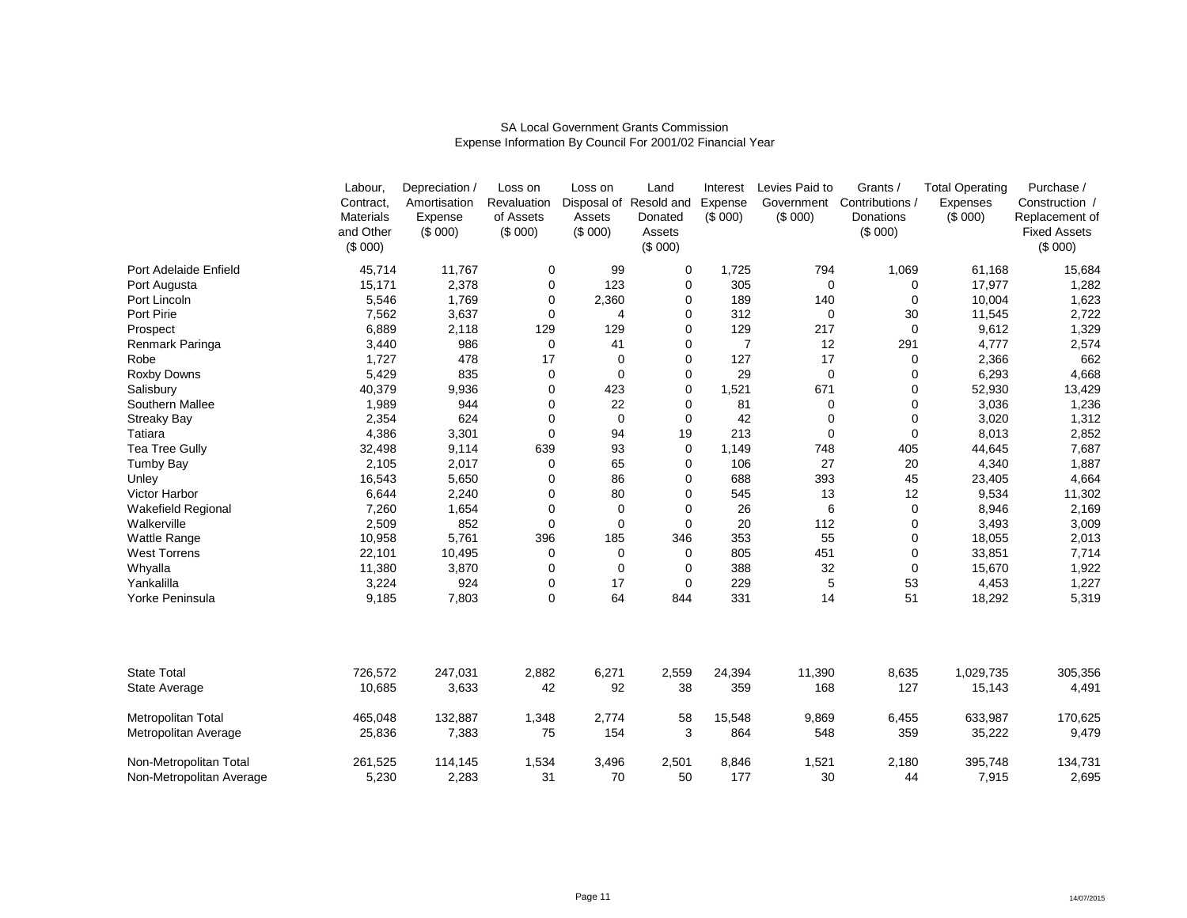SA Local Government Grants Commission
Expense Information By Council For 2001/02 Financial Year

| | Labour, Contract, Materials and Other ($ 000) | Depreciation / Amortisation Expense ($ 000) | Loss on Revaluation of Assets ($ 000) | Loss on Disposal of Assets ($ 000) | Land Resold and Donated Assets ($ 000) | Interest Expense ($ 000) | Levies Paid to Government ($ 000) | Grants / Contributions / Donations ($ 000) | Total Operating Expenses ($ 000) | Purchase / Construction / Replacement of Fixed Assets ($ 000) |
|---|---|---|---|---|---|---|---|---|---|---|
| Port Adelaide Enfield | 45,714 | 11,767 | 0 | 99 | 0 | 1,725 | 794 | 1,069 | 61,168 | 15,684 |
| Port Augusta | 15,171 | 2,378 | 0 | 123 | 0 | 305 | 0 | 0 | 17,977 | 1,282 |
| Port Lincoln | 5,546 | 1,769 | 0 | 2,360 | 0 | 189 | 140 | 0 | 10,004 | 1,623 |
| Port Pirie | 7,562 | 3,637 | 0 | 4 | 0 | 312 | 0 | 30 | 11,545 | 2,722 |
| Prospect | 6,889 | 2,118 | 129 | 129 | 0 | 129 | 217 | 0 | 9,612 | 1,329 |
| Renmark Paringa | 3,440 | 986 | 0 | 41 | 0 | 7 | 12 | 291 | 4,777 | 2,574 |
| Robe | 1,727 | 478 | 17 | 0 | 0 | 127 | 17 | 0 | 2,366 | 662 |
| Roxby Downs | 5,429 | 835 | 0 | 0 | 0 | 29 | 0 | 0 | 6,293 | 4,668 |
| Salisbury | 40,379 | 9,936 | 0 | 423 | 0 | 1,521 | 671 | 0 | 52,930 | 13,429 |
| Southern Mallee | 1,989 | 944 | 0 | 22 | 0 | 81 | 0 | 0 | 3,036 | 1,236 |
| Streaky Bay | 2,354 | 624 | 0 | 0 | 0 | 42 | 0 | 0 | 3,020 | 1,312 |
| Tatiara | 4,386 | 3,301 | 0 | 94 | 19 | 213 | 0 | 0 | 8,013 | 2,852 |
| Tea Tree Gully | 32,498 | 9,114 | 639 | 93 | 0 | 1,149 | 748 | 405 | 44,645 | 7,687 |
| Tumby Bay | 2,105 | 2,017 | 0 | 65 | 0 | 106 | 27 | 20 | 4,340 | 1,887 |
| Unley | 16,543 | 5,650 | 0 | 86 | 0 | 688 | 393 | 45 | 23,405 | 4,664 |
| Victor Harbor | 6,644 | 2,240 | 0 | 80 | 0 | 545 | 13 | 12 | 9,534 | 11,302 |
| Wakefield Regional | 7,260 | 1,654 | 0 | 0 | 0 | 26 | 6 | 0 | 8,946 | 2,169 |
| Walkerville | 2,509 | 852 | 0 | 0 | 0 | 20 | 112 | 0 | 3,493 | 3,009 |
| Wattle Range | 10,958 | 5,761 | 396 | 185 | 346 | 353 | 55 | 0 | 18,055 | 2,013 |
| West Torrens | 22,101 | 10,495 | 0 | 0 | 0 | 805 | 451 | 0 | 33,851 | 7,714 |
| Whyalla | 11,380 | 3,870 | 0 | 0 | 0 | 388 | 32 | 0 | 15,670 | 1,922 |
| Yankalilla | 3,224 | 924 | 0 | 17 | 0 | 229 | 5 | 53 | 4,453 | 1,227 |
| Yorke Peninsula | 9,185 | 7,803 | 0 | 64 | 844 | 331 | 14 | 51 | 18,292 | 5,319 |
| | | | | | | | | | | |
| State Total | 726,572 | 247,031 | 2,882 | 6,271 | 2,559 | 24,394 | 11,390 | 8,635 | 1,029,735 | 305,356 |
| State Average | 10,685 | 3,633 | 42 | 92 | 38 | 359 | 168 | 127 | 15,143 | 4,491 |
| | | | | | | | | | | |
| Metropolitan Total | 465,048 | 132,887 | 1,348 | 2,774 | 58 | 15,548 | 9,869 | 6,455 | 633,987 | 170,625 |
| Metropolitan Average | 25,836 | 7,383 | 75 | 154 | 3 | 864 | 548 | 359 | 35,222 | 9,479 |
| | | | | | | | | | | |
| Non-Metropolitan Total | 261,525 | 114,145 | 1,534 | 3,496 | 2,501 | 8,846 | 1,521 | 2,180 | 395,748 | 134,731 |
| Non-Metropolitan Average | 5,230 | 2,283 | 31 | 70 | 50 | 177 | 30 | 44 | 7,915 | 2,695 |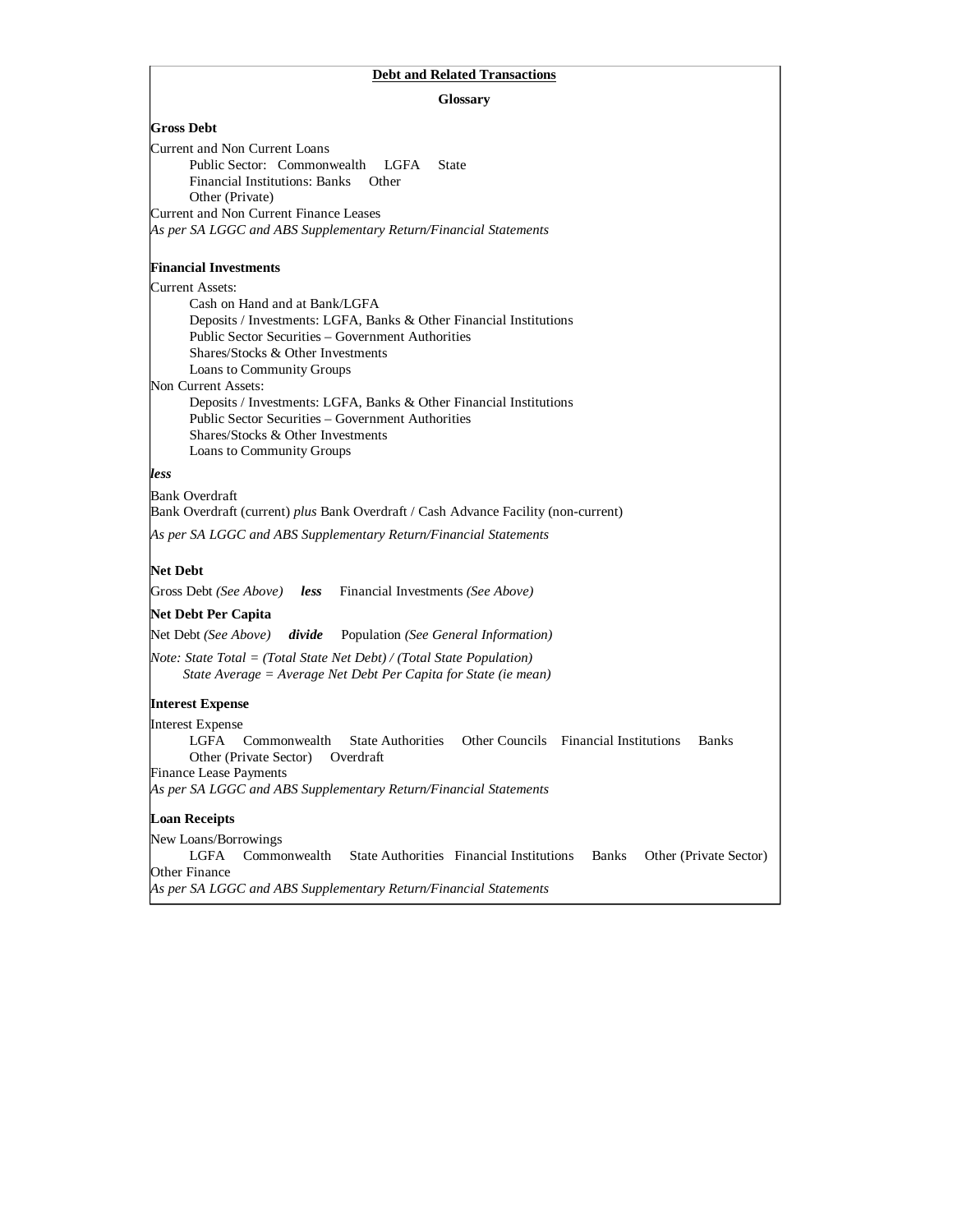## Debt and Related Transactions

### Glossary

**Gross Debt**

Current and Non Current Loans
- Public Sector: Commonwealth LGFA State
- Financial Institutions: Banks Other
- Other (Private)

Current and Non Current Finance Leases

*As per SA LGGC and ABS Supplementary Return/Financial Statements*

**Financial Investments**

Current Assets:
- Cash on Hand and at Bank/LGFA
- Deposits / Investments: LGFA, Banks & Other Financial Institutions
- Public Sector Securities – Government Authorities
- Shares/Stocks & Other Investments
- Loans to Community Groups

Non Current Assets:
- Deposits / Investments: LGFA, Banks & Other Financial Institutions
- Public Sector Securities – Government Authorities
- Shares/Stocks & Other Investments
- Loans to Community Groups

***less***

Bank Overdraft

Bank Overdraft (current) *plus* Bank Overdraft / Cash Advance Facility (non-current)

*As per SA LGGC and ABS Supplementary Return/Financial Statements*

**Net Debt**

Gross Debt *(See Above)* ***less*** Financial Investments *(See Above)*

**Net Debt Per Capita**

Net Debt *(See Above)* ***divide*** Population *(See General Information)*

*Note: State Total = (Total State Net Debt) / (Total State Population)*
*State Average = Average Net Debt Per Capita for State (ie mean)*

**Interest Expense**

Interest Expense
- LGFA Commonwealth State Authorities Other Councils Financial Institutions Banks
- Other (Private Sector) Overdraft

Finance Lease Payments

*As per SA LGGC and ABS Supplementary Return/Financial Statements*

**Loan Receipts**

New Loans/Borrowings
- LGFA Commonwealth State Authorities Financial Institutions Banks Other (Private Sector)

Other Finance

*As per SA LGGC and ABS Supplementary Return/Financial Statements*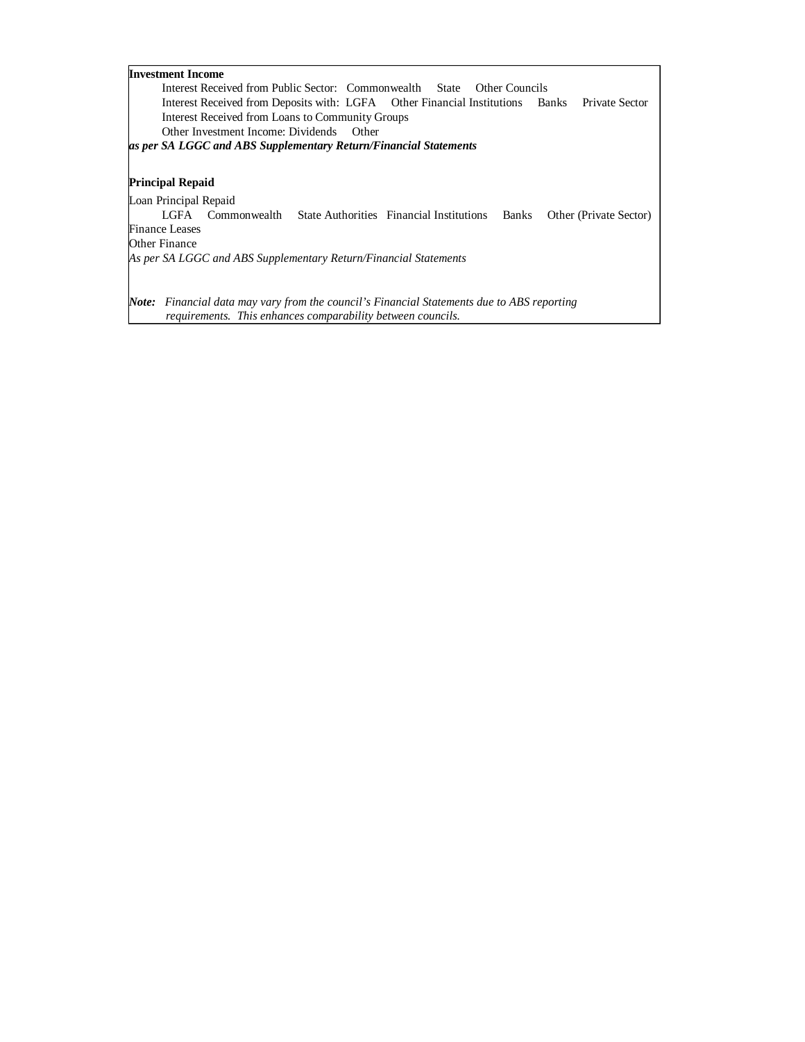**Investment Income**

Interest Received from Public Sector: Commonwealth State Other Councils
Interest Received from Deposits with: LGFA Other Financial Institutions Banks Private Sector
Interest Received from Loans to Community Groups
Other Investment Income: Dividends Other

***as per SA LGGC and ABS Supplementary Return/Financial Statements***

**Principal Repaid**

Loan Principal Repaid
LGFA Commonwealth State Authorities Financial Institutions Banks Other (Private Sector)
Finance Leases
Other Finance

*As per SA LGGC and ABS Supplementary Return/Financial Statements*

***Note:*** *Financial data may vary from the council's Financial Statements due to ABS reporting requirements. This enhances comparability between councils.*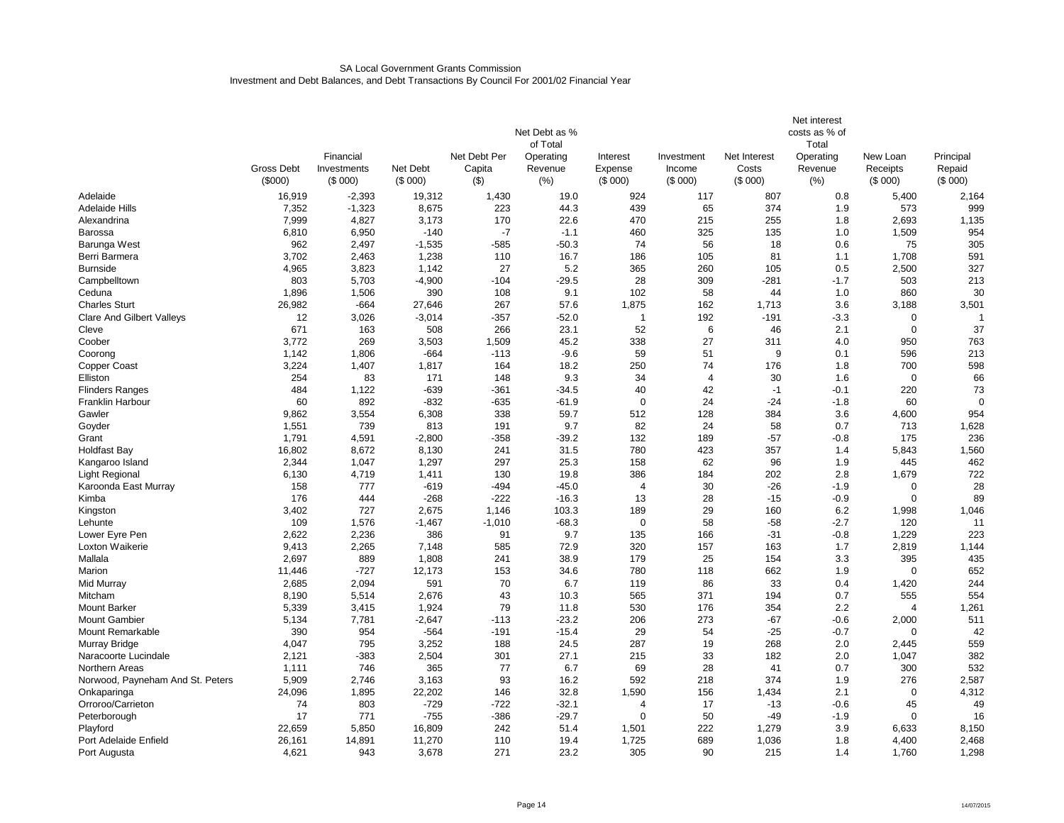SA Local Government Grants Commission
Investment and Debt Balances, and Debt Transactions By Council For 2001/02 Financial Year

| | Gross Debt ($000) | Financial Investments ($ 000) | Net Debt ($ 000) | Net Debt Per Capita ($) | Net Debt as % of Total Operating Revenue (%) | Interest Expense ($ 000) | Investment Income ($ 000) | Net Interest Costs ($ 000) | Net interest costs as % of Total Operating Revenue (%) | New Loan Receipts ($ 000) | Principal Repaid ($ 000) |
|---|---|---|---|---|---|---|---|---|---|---|---|
| Adelaide | 16,919 | -2,393 | 19,312 | 1,430 | 19.0 | 924 | 117 | 807 | 0.8 | 5,400 | 2,164 |
| Adelaide Hills | 7,352 | -1,323 | 8,675 | 223 | 44.3 | 439 | 65 | 374 | 1.9 | 573 | 999 |
| Alexandrina | 7,999 | 4,827 | 3,173 | 170 | 22.6 | 470 | 215 | 255 | 1.8 | 2,693 | 1,135 |
| Barossa | 6,810 | 6,950 | -140 | -7 | -1.1 | 460 | 325 | 135 | 1.0 | 1,509 | 954 |
| Barunga West | 962 | 2,497 | -1,535 | -585 | -50.3 | 74 | 56 | 18 | 0.6 | 75 | 305 |
| Berri Barmera | 3,702 | 2,463 | 1,238 | 110 | 16.7 | 186 | 105 | 81 | 1.1 | 1,708 | 591 |
| Burnside | 4,965 | 3,823 | 1,142 | 27 | 5.2 | 365 | 260 | 105 | 0.5 | 2,500 | 327 |
| Campbelltown | 803 | 5,703 | -4,900 | -104 | -29.5 | 28 | 309 | -281 | -1.7 | 503 | 213 |
| Ceduna | 1,896 | 1,506 | 390 | 108 | 9.1 | 102 | 58 | 44 | 1.0 | 860 | 30 |
| Charles Sturt | 26,982 | -664 | 27,646 | 267 | 57.6 | 1,875 | 162 | 1,713 | 3.6 | 3,188 | 3,501 |
| Clare And Gilbert Valleys | 12 | 3,026 | -3,014 | -357 | -52.0 | 1 | 192 | -191 | -3.3 | 0 | 1 |
| Cleve | 671 | 163 | 508 | 266 | 23.1 | 52 | 6 | 46 | 2.1 | 0 | 37 |
| Coober | 3,772 | 269 | 3,503 | 1,509 | 45.2 | 338 | 27 | 311 | 4.0 | 950 | 763 |
| Coorong | 1,142 | 1,806 | -664 | -113 | -9.6 | 59 | 51 | 9 | 0.1 | 596 | 213 |
| Copper Coast | 3,224 | 1,407 | 1,817 | 164 | 18.2 | 250 | 74 | 176 | 1.8 | 700 | 598 |
| Elliston | 254 | 83 | 171 | 148 | 9.3 | 34 | 4 | 30 | 1.6 | 0 | 66 |
| Flinders Ranges | 484 | 1,122 | -639 | -361 | -34.5 | 40 | 42 | -1 | -0.1 | 220 | 73 |
| Franklin Harbour | 60 | 892 | -832 | -635 | -61.9 | 0 | 24 | -24 | -1.8 | 60 | 0 |
| Gawler | 9,862 | 3,554 | 6,308 | 338 | 59.7 | 512 | 128 | 384 | 3.6 | 4,600 | 954 |
| Goyder | 1,551 | 739 | 813 | 191 | 9.7 | 82 | 24 | 58 | 0.7 | 713 | 1,628 |
| Grant | 1,791 | 4,591 | -2,800 | -358 | -39.2 | 132 | 189 | -57 | -0.8 | 175 | 236 |
| Holdfast Bay | 16,802 | 8,672 | 8,130 | 241 | 31.5 | 780 | 423 | 357 | 1.4 | 5,843 | 1,560 |
| Kangaroo Island | 2,344 | 1,047 | 1,297 | 297 | 25.3 | 158 | 62 | 96 | 1.9 | 445 | 462 |
| Light Regional | 6,130 | 4,719 | 1,411 | 130 | 19.8 | 386 | 184 | 202 | 2.8 | 1,679 | 722 |
| Karoonda East Murray | 158 | 777 | -619 | -494 | -45.0 | 4 | 30 | -26 | -1.9 | 0 | 28 |
| Kimba | 176 | 444 | -268 | -222 | -16.3 | 13 | 28 | -15 | -0.9 | 0 | 89 |
| Kingston | 3,402 | 727 | 2,675 | 1,146 | 103.3 | 189 | 29 | 160 | 6.2 | 1,998 | 1,046 |
| Lehunte | 109 | 1,576 | -1,467 | -1,010 | -68.3 | 0 | 58 | -58 | -2.7 | 120 | 11 |
| Lower Eyre Pen | 2,622 | 2,236 | 386 | 91 | 9.7 | 135 | 166 | -31 | -0.8 | 1,229 | 223 |
| Loxton Waikerie | 9,413 | 2,265 | 7,148 | 585 | 72.9 | 320 | 157 | 163 | 1.7 | 2,819 | 1,144 |
| Mallala | 2,697 | 889 | 1,808 | 241 | 38.9 | 179 | 25 | 154 | 3.3 | 395 | 435 |
| Marion | 11,446 | -727 | 12,173 | 153 | 34.6 | 780 | 118 | 662 | 1.9 | 0 | 652 |
| Mid Murray | 2,685 | 2,094 | 591 | 70 | 6.7 | 119 | 86 | 33 | 0.4 | 1,420 | 244 |
| Mitcham | 8,190 | 5,514 | 2,676 | 43 | 10.3 | 565 | 371 | 194 | 0.7 | 555 | 554 |
| Mount Barker | 5,339 | 3,415 | 1,924 | 79 | 11.8 | 530 | 176 | 354 | 2.2 | 4 | 1,261 |
| Mount Gambier | 5,134 | 7,781 | -2,647 | -113 | -23.2 | 206 | 273 | -67 | -0.6 | 2,000 | 511 |
| Mount Remarkable | 390 | 954 | -564 | -191 | -15.4 | 29 | 54 | -25 | -0.7 | 0 | 42 |
| Murray Bridge | 4,047 | 795 | 3,252 | 188 | 24.5 | 287 | 19 | 268 | 2.0 | 2,445 | 559 |
| Naracoorte Lucindale | 2,121 | -383 | 2,504 | 301 | 27.1 | 215 | 33 | 182 | 2.0 | 1,047 | 382 |
| Northern Areas | 1,111 | 746 | 365 | 77 | 6.7 | 69 | 28 | 41 | 0.7 | 300 | 532 |
| Norwood, Payneham And St. Peters | 5,909 | 2,746 | 3,163 | 93 | 16.2 | 592 | 218 | 374 | 1.9 | 276 | 2,587 |
| Onkaparinga | 24,096 | 1,895 | 22,202 | 146 | 32.8 | 1,590 | 156 | 1,434 | 2.1 | 0 | 4,312 |
| Orroroo/Carrieton | 74 | 803 | -729 | -722 | -32.1 | 4 | 17 | -13 | -0.6 | 45 | 49 |
| Peterborough | 17 | 771 | -755 | -386 | -29.7 | 0 | 50 | -49 | -1.9 | 0 | 16 |
| Playford | 22,659 | 5,850 | 16,809 | 242 | 51.4 | 1,501 | 222 | 1,279 | 3.9 | 6,633 | 8,150 |
| Port Adelaide Enfield | 26,161 | 14,891 | 11,270 | 110 | 19.4 | 1,725 | 689 | 1,036 | 1.8 | 4,400 | 2,468 |
| Port Augusta | 4,621 | 943 | 3,678 | 271 | 23.2 | 305 | 90 | 215 | 1.4 | 1,760 | 1,298 |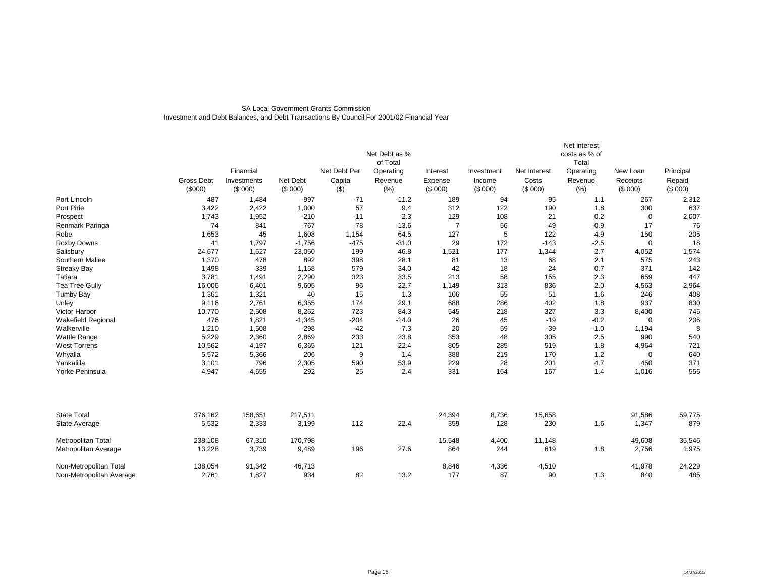SA Local Government Grants Commission
Investment and Debt Balances, and Debt Transactions By Council For 2001/02 Financial Year

| | Gross Debt ($000) | Financial Investments ($ 000) | Net Debt ($ 000) | Net Debt Per Capita ($) | Net Debt as % of Total Operating Revenue (%) | Interest Expense ($ 000) | Investment Income ($ 000) | Net Interest Costs ($ 000) | Net interest costs as % of Total Operating Revenue (%) | New Loan Receipts ($ 000) | Principal Repaid ($ 000) |
|---|---|---|---|---|---|---|---|---|---|---|---|
| Port Lincoln | 487 | 1,484 | -997 | -71 | -11.2 | 189 | 94 | 95 | 1.1 | 267 | 2,312 |
| Port Pirie | 3,422 | 2,422 | 1,000 | 57 | 9.4 | 312 | 122 | 190 | 1.8 | 300 | 637 |
| Prospect | 1,743 | 1,952 | -210 | -11 | -2.3 | 129 | 108 | 21 | 0.2 | 0 | 2,007 |
| Renmark Paringa | 74 | 841 | -767 | -78 | -13.6 | 7 | 56 | -49 | -0.9 | 17 | 76 |
| Robe | 1,653 | 45 | 1,608 | 1,154 | 64.5 | 127 | 5 | 122 | 4.9 | 150 | 205 |
| Roxby Downs | 41 | 1,797 | -1,756 | -475 | -31.0 | 29 | 172 | -143 | -2.5 | 0 | 18 |
| Salisbury | 24,677 | 1,627 | 23,050 | 199 | 46.8 | 1,521 | 177 | 1,344 | 2.7 | 4,052 | 1,574 |
| Southern Mallee | 1,370 | 478 | 892 | 398 | 28.1 | 81 | 13 | 68 | 2.1 | 575 | 243 |
| Streaky Bay | 1,498 | 339 | 1,158 | 579 | 34.0 | 42 | 18 | 24 | 0.7 | 371 | 142 |
| Tatiara | 3,781 | 1,491 | 2,290 | 323 | 33.5 | 213 | 58 | 155 | 2.3 | 659 | 447 |
| Tea Tree Gully | 16,006 | 6,401 | 9,605 | 96 | 22.7 | 1,149 | 313 | 836 | 2.0 | 4,563 | 2,964 |
| Tumby Bay | 1,361 | 1,321 | 40 | 15 | 1.3 | 106 | 55 | 51 | 1.6 | 246 | 408 |
| Unley | 9,116 | 2,761 | 6,355 | 174 | 29.1 | 688 | 286 | 402 | 1.8 | 937 | 830 |
| Victor Harbor | 10,770 | 2,508 | 8,262 | 723 | 84.3 | 545 | 218 | 327 | 3.3 | 8,400 | 745 |
| Wakefield Regional | 476 | 1,821 | -1,345 | -204 | -14.0 | 26 | 45 | -19 | -0.2 | 0 | 206 |
| Walkerville | 1,210 | 1,508 | -298 | -42 | -7.3 | 20 | 59 | -39 | -1.0 | 1,194 | 8 |
| Wattle Range | 5,229 | 2,360 | 2,869 | 233 | 23.8 | 353 | 48 | 305 | 2.5 | 990 | 540 |
| West Torrens | 10,562 | 4,197 | 6,365 | 121 | 22.4 | 805 | 285 | 519 | 1.8 | 4,964 | 721 |
| Whyalla | 5,572 | 5,366 | 206 | 9 | 1.4 | 388 | 219 | 170 | 1.2 | 0 | 640 |
| Yankalilla | 3,101 | 796 | 2,305 | 590 | 53.9 | 229 | 28 | 201 | 4.7 | 450 | 371 |
| Yorke Peninsula | 4,947 | 4,655 | 292 | 25 | 2.4 | 331 | 164 | 167 | 1.4 | 1,016 | 556 |
| State Total | 376,162 | 158,651 | 217,511 | | | 24,394 | 8,736 | 15,658 | | 91,586 | 59,775 |
| State Average | 5,532 | 2,333 | 3,199 | 112 | 22.4 | 359 | 128 | 230 | 1.6 | 1,347 | 879 |
| Metropolitan Total | 238,108 | 67,310 | 170,798 | | | 15,548 | 4,400 | 11,148 | | 49,608 | 35,546 |
| Metropolitan Average | 13,228 | 3,739 | 9,489 | 196 | 27.6 | 864 | 244 | 619 | 1.8 | 2,756 | 1,975 |
| Non-Metropolitan Total | 138,054 | 91,342 | 46,713 | | | 8,846 | 4,336 | 4,510 | | 41,978 | 24,229 |
| Non-Metropolitan Average | 2,761 | 1,827 | 934 | 82 | 13.2 | 177 | 87 | 90 | 1.3 | 840 | 485 |

14/07/2015